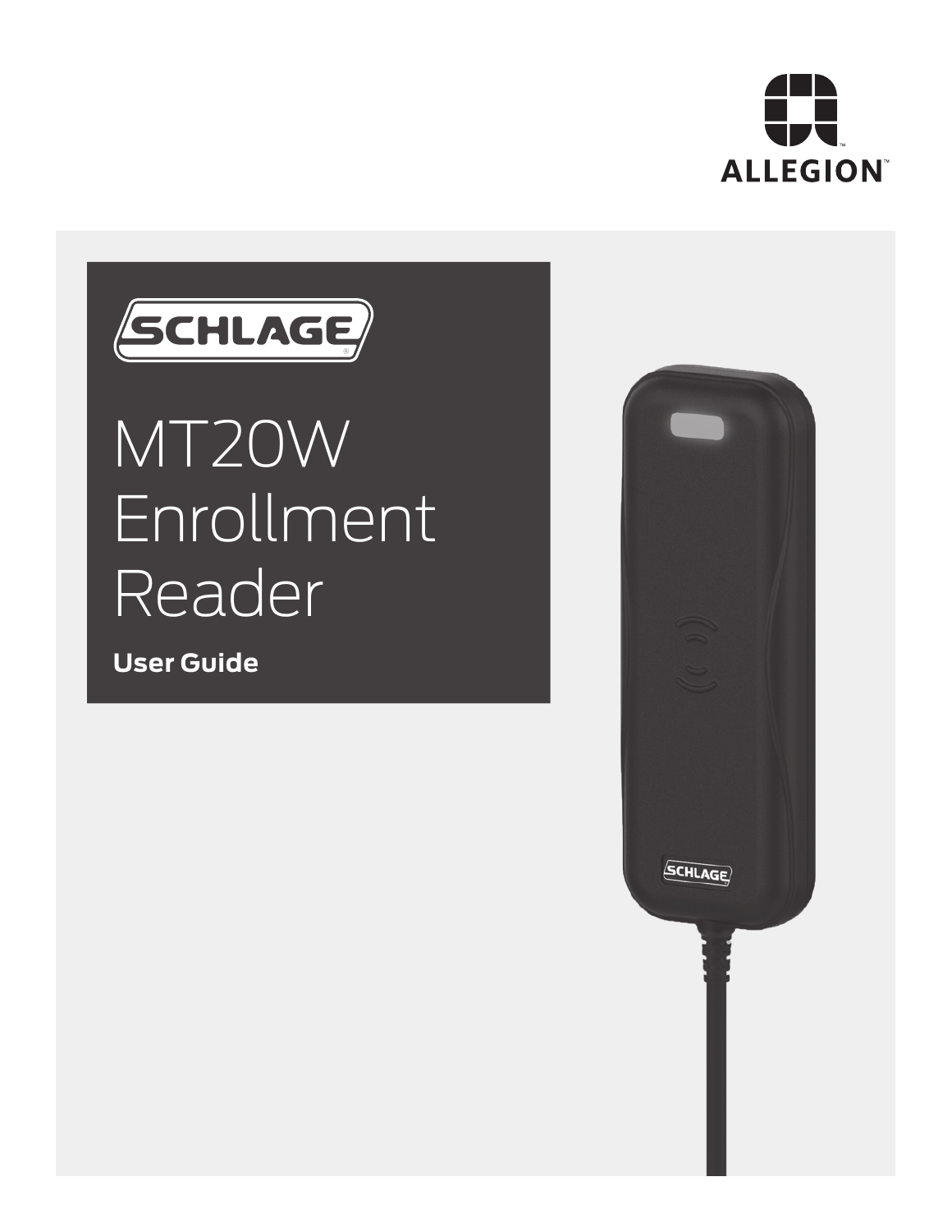ALLEGION™

SCHLAGE®

# MT20W Enrollment Reader

**User Guide**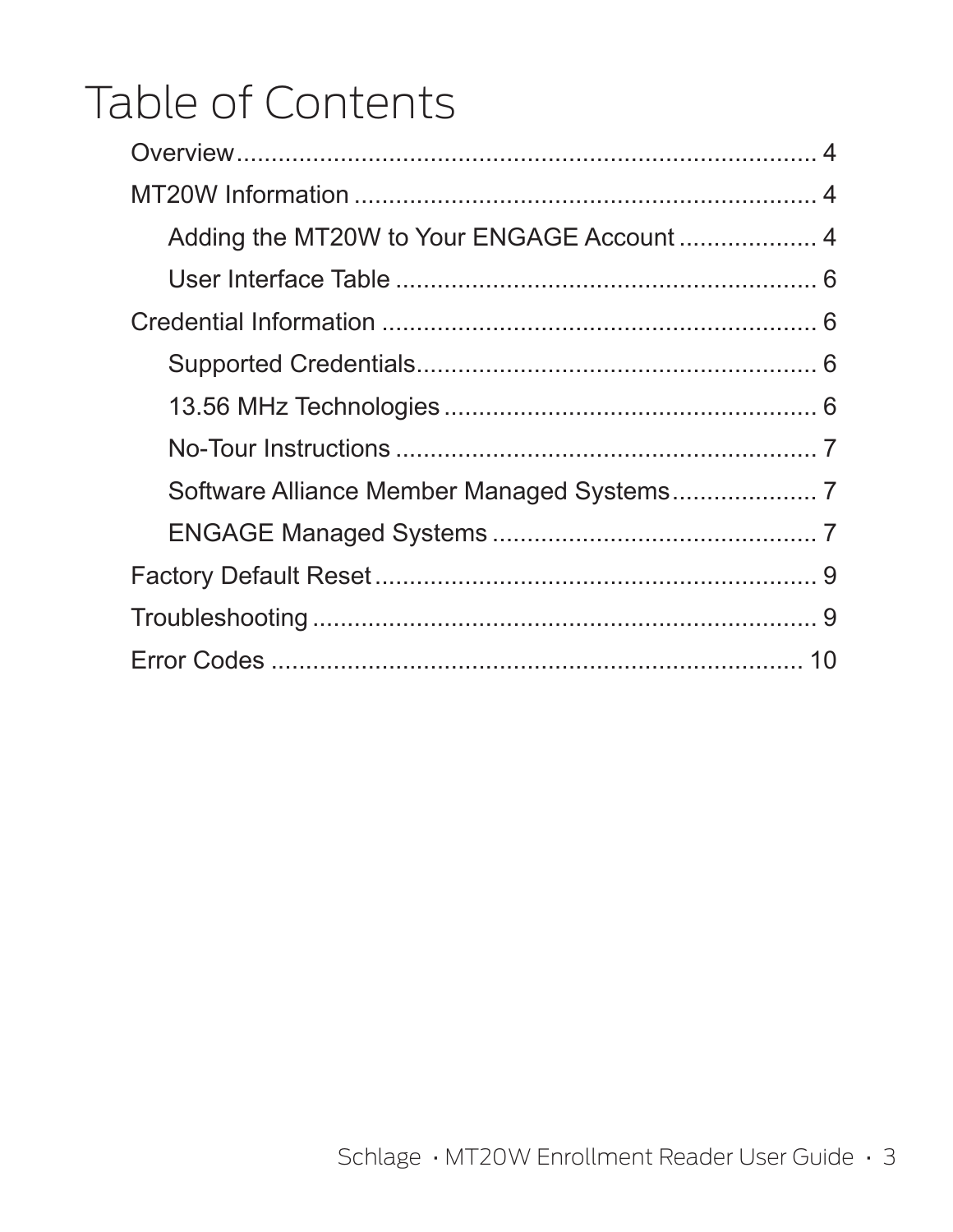# Table of Contents

- Overview....................................................................... 4
- MT20W Information ................................................................... 4
  - Adding the MT20W to Your ENGAGE Account .................... 4
  - User Interface Table ............................................................. 6
- Credential Information ............................................................... 6
  - Supported Credentials........................................................... 6
  - 13.56 MHz Technologies ...................................................... 6
  - No-Tour Instructions ............................................................. 7
  - Software Alliance Member Managed Systems..................... 7
  - ENGAGE Managed Systems ............................................... 7
- Factory Default Reset................................................................. 9
- Troubleshooting.......................................................................... 9
- Error Codes ............................................................................... 10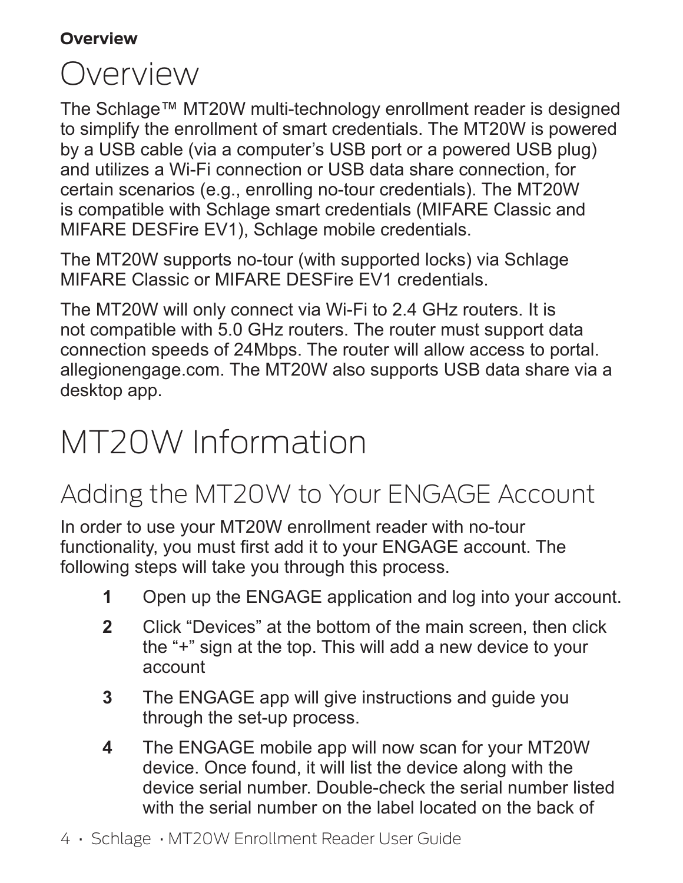# Overview

The Schlage™ MT20W multi-technology enrollment reader is designed to simplify the enrollment of smart credentials. The MT20W is powered by a USB cable (via a computer's USB port or a powered USB plug) and utilizes a Wi-Fi connection or USB data share connection, for certain scenarios (e.g., enrolling no-tour credentials). The MT20W is compatible with Schlage smart credentials (MIFARE Classic and MIFARE DESFire EV1), Schlage mobile credentials.

The MT20W supports no-tour (with supported locks) via Schlage MIFARE Classic or MIFARE DESFire EV1 credentials.

The MT20W will only connect via Wi-Fi to 2.4 GHz routers. It is not compatible with 5.0 GHz routers. The router must support data connection speeds of 24Mbps. The router will allow access to portal. allegionengage.com. The MT20W also supports USB data share via a desktop app.

# MT20W Information

## Adding the MT20W to Your ENGAGE Account

In order to use your MT20W enrollment reader with no-tour functionality, you must first add it to your ENGAGE account. The following steps will take you through this process.

1. Open up the ENGAGE application and log into your account.
2. Click "Devices" at the bottom of the main screen, then click the "+" sign at the top. This will add a new device to your account
3. The ENGAGE app will give instructions and guide you through the set-up process.
4. The ENGAGE mobile app will now scan for your MT20W device. Once found, it will list the device along with the device serial number. Double-check the serial number listed with the serial number on the label located on the back of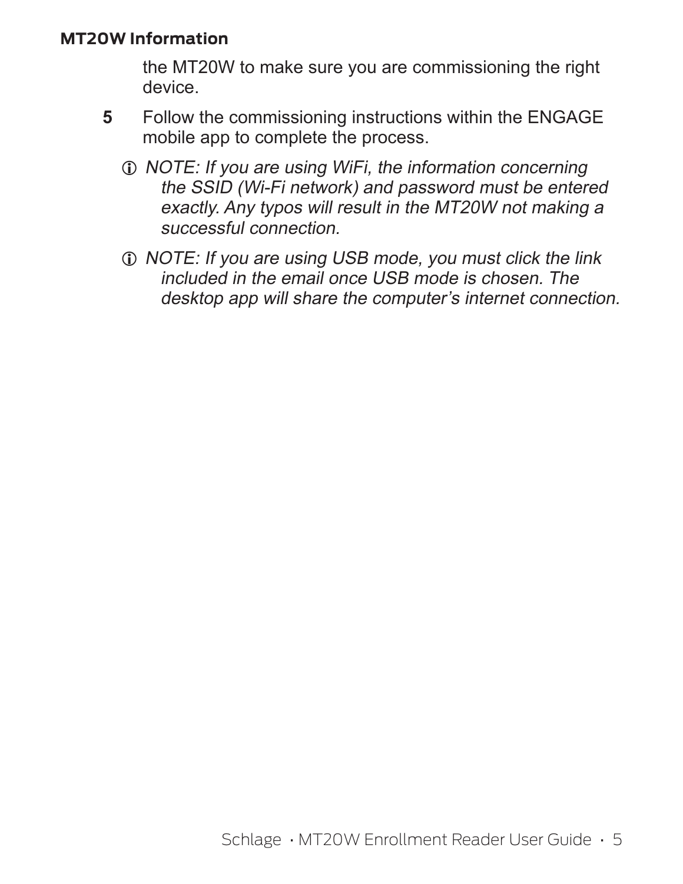the MT20W to make sure you are commissioning the right device.

5. Follow the commissioning instructions within the ENGAGE mobile app to complete the process.

   ⓘ *NOTE: If you are using WiFi, the information concerning the SSID (Wi-Fi network) and password must be entered exactly. Any typos will result in the MT20W not making a successful connection.*

   ⓘ *NOTE: If you are using USB mode, you must click the link included in the email once USB mode is chosen. The desktop app will share the computer's internet connection.*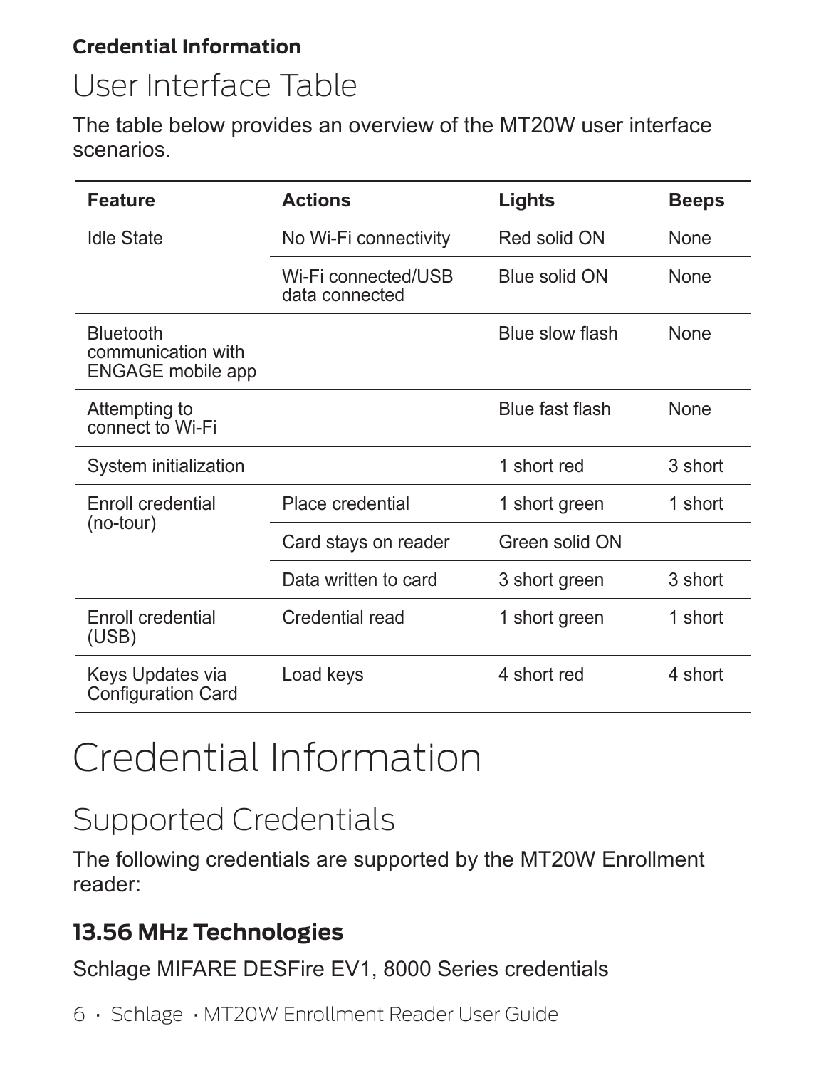**Credential Information**

## User Interface Table

The table below provides an overview of the MT20W user interface scenarios.

| Feature | Actions | Lights | Beeps |
|---|---|---|---|
| Idle State | No Wi-Fi connectivity | Red solid ON | None |
| | Wi-Fi connected/USB data connected | Blue solid ON | None |
| Bluetooth communication with ENGAGE mobile app | | Blue slow flash | None |
| Attempting to connect to Wi-Fi | | Blue fast flash | None |
| System initialization | | 1 short red | 3 short |
| Enroll credential (no-tour) | Place credential | 1 short green | 1 short |
| | Card stays on reader | Green solid ON | |
| | Data written to card | 3 short green | 3 short |
| Enroll credential (USB) | Credential read | 1 short green | 1 short |
| Keys Updates via Configuration Card | Load keys | 4 short red | 4 short |

# Credential Information

## Supported Credentials

The following credentials are supported by the MT20W Enrollment reader:

### 13.56 MHz Technologies

Schlage MIFARE DESFire EV1, 8000 Series credentials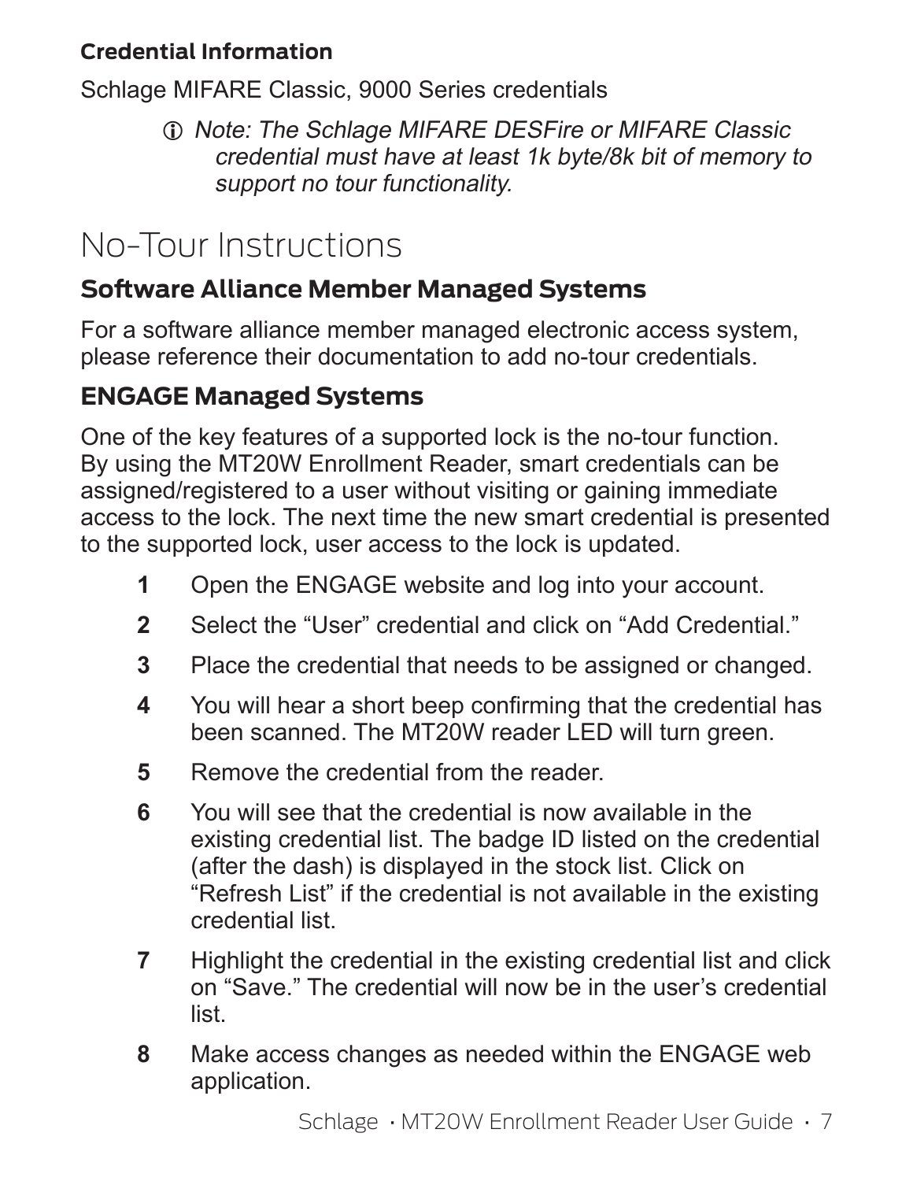**Credential Information**

Schlage MIFARE Classic, 9000 Series credentials

> ⓘ *Note: The Schlage MIFARE DESFire or MIFARE Classic credential must have at least 1k byte/8k bit of memory to support no tour functionality.*

# No-Tour Instructions

## Software Alliance Member Managed Systems

For a software alliance member managed electronic access system, please reference their documentation to add no-tour credentials.

## ENGAGE Managed Systems

One of the key features of a supported lock is the no-tour function. By using the MT20W Enrollment Reader, smart credentials can be assigned/registered to a user without visiting or gaining immediate access to the lock. The next time the new smart credential is presented to the supported lock, user access to the lock is updated.

1. Open the ENGAGE website and log into your account.
2. Select the "User" credential and click on "Add Credential."
3. Place the credential that needs to be assigned or changed.
4. You will hear a short beep confirming that the credential has been scanned. The MT20W reader LED will turn green.
5. Remove the credential from the reader.
6. You will see that the credential is now available in the existing credential list. The badge ID listed on the credential (after the dash) is displayed in the stock list. Click on "Refresh List" if the credential is not available in the existing credential list.
7. Highlight the credential in the existing credential list and click on "Save." The credential will now be in the user's credential list.
8. Make access changes as needed within the ENGAGE web application.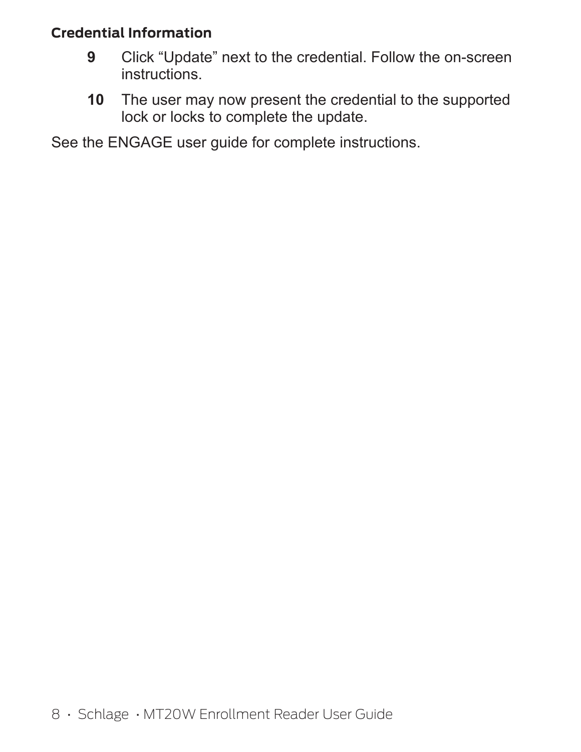**Credential Information**

9. Click “Update” next to the credential. Follow the on-screen instructions.
10. The user may now present the credential to the supported lock or locks to complete the update.

See the ENGAGE user guide for complete instructions.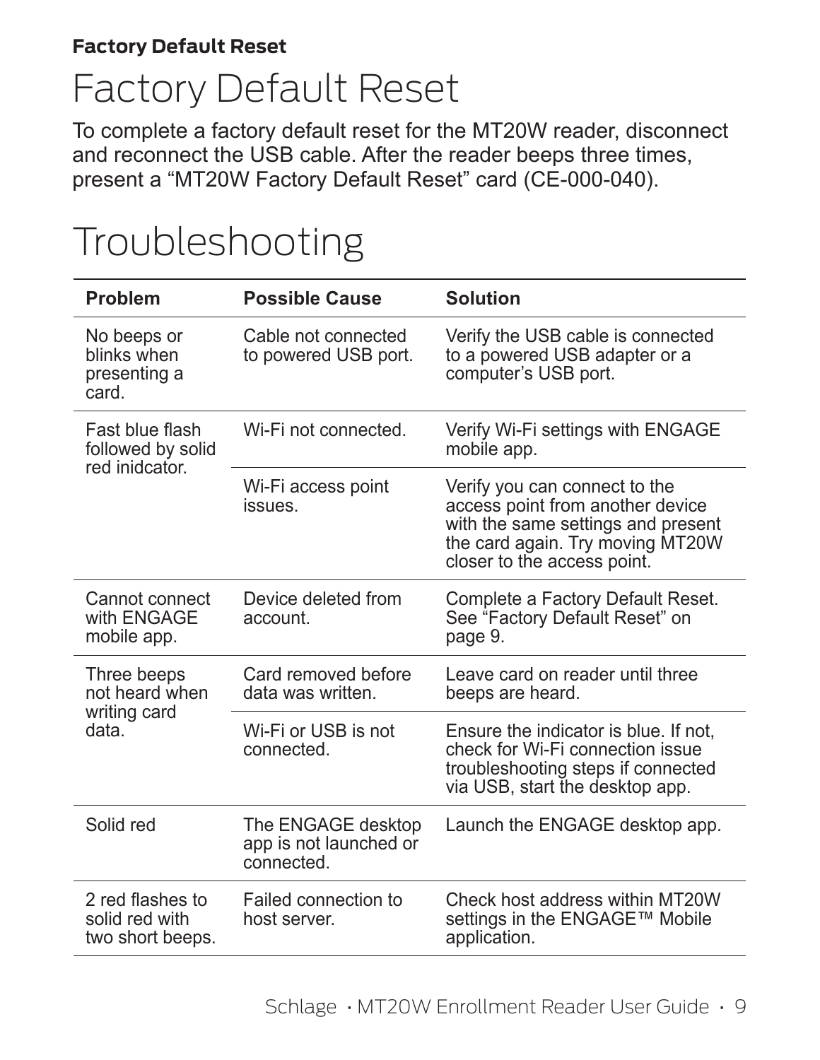# Factory Default Reset

To complete a factory default reset for the MT20W reader, disconnect and reconnect the USB cable. After the reader beeps three times, present a "MT20W Factory Default Reset" card (CE-000-040).

# Troubleshooting

| Problem | Possible Cause | Solution |
|---|---|---|
| No beeps or blinks when presenting a card. | Cable not connected to powered USB port. | Verify the USB cable is connected to a powered USB adapter or a computer's USB port. |
| Fast blue flash followed by solid red inidcator. | Wi-Fi not connected. | Verify Wi-Fi settings with ENGAGE mobile app. |
| | Wi-Fi access point issues. | Verify you can connect to the access point from another device with the same settings and present the card again. Try moving MT20W closer to the access point. |
| Cannot connect with ENGAGE mobile app. | Device deleted from account. | Complete a Factory Default Reset. See "Factory Default Reset" on page 9. |
| Three beeps not heard when writing card data. | Card removed before data was written. | Leave card on reader until three beeps are heard. |
| | Wi-Fi or USB is not connected. | Ensure the indicator is blue. If not, check for Wi-Fi connection issue troubleshooting steps if connected via USB, start the desktop app. |
| Solid red | The ENGAGE desktop app is not launched or connected. | Launch the ENGAGE desktop app. |
| 2 red flashes to solid red with two short beeps. | Failed connection to host server. | Check host address within MT20W settings in the ENGAGE™ Mobile application. |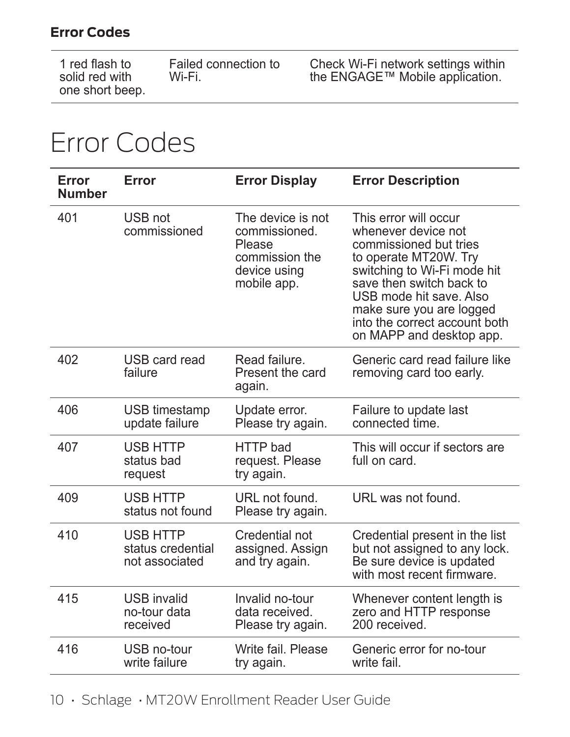**Error Codes**

| | | |
|---|---|---|
| 1 red flash to solid red with one short beep. | Failed connection to Wi-Fi. | Check Wi-Fi network settings within the ENGAGE™ Mobile application. |

# Error Codes

| Error Number | Error | Error Display | Error Description |
|---|---|---|---|
| 401 | USB not commissioned | The device is not commissioned. Please commission the device using mobile app. | This error will occur whenever device not commissioned but tries to operate MT20W. Try switching to Wi-Fi mode hit save then switch back to USB mode hit save. Also make sure you are logged into the correct account both on MAPP and desktop app. |
| 402 | USB card read failure | Read failure. Present the card again. | Generic card read failure like removing card too early. |
| 406 | USB timestamp update failure | Update error. Please try again. | Failure to update last connected time. |
| 407 | USB HTTP status bad request | HTTP bad request. Please try again. | This will occur if sectors are full on card. |
| 409 | USB HTTP status not found | URL not found. Please try again. | URL was not found. |
| 410 | USB HTTP status credential not associated | Credential not assigned. Assign and try again. | Credential present in the list but not assigned to any lock. Be sure device is updated with most recent firmware. |
| 415 | USB invalid no-tour data received | Invalid no-tour data received. Please try again. | Whenever content length is zero and HTTP response 200 received. |
| 416 | USB no-tour write failure | Write fail. Please try again. | Generic error for no-tour write fail. |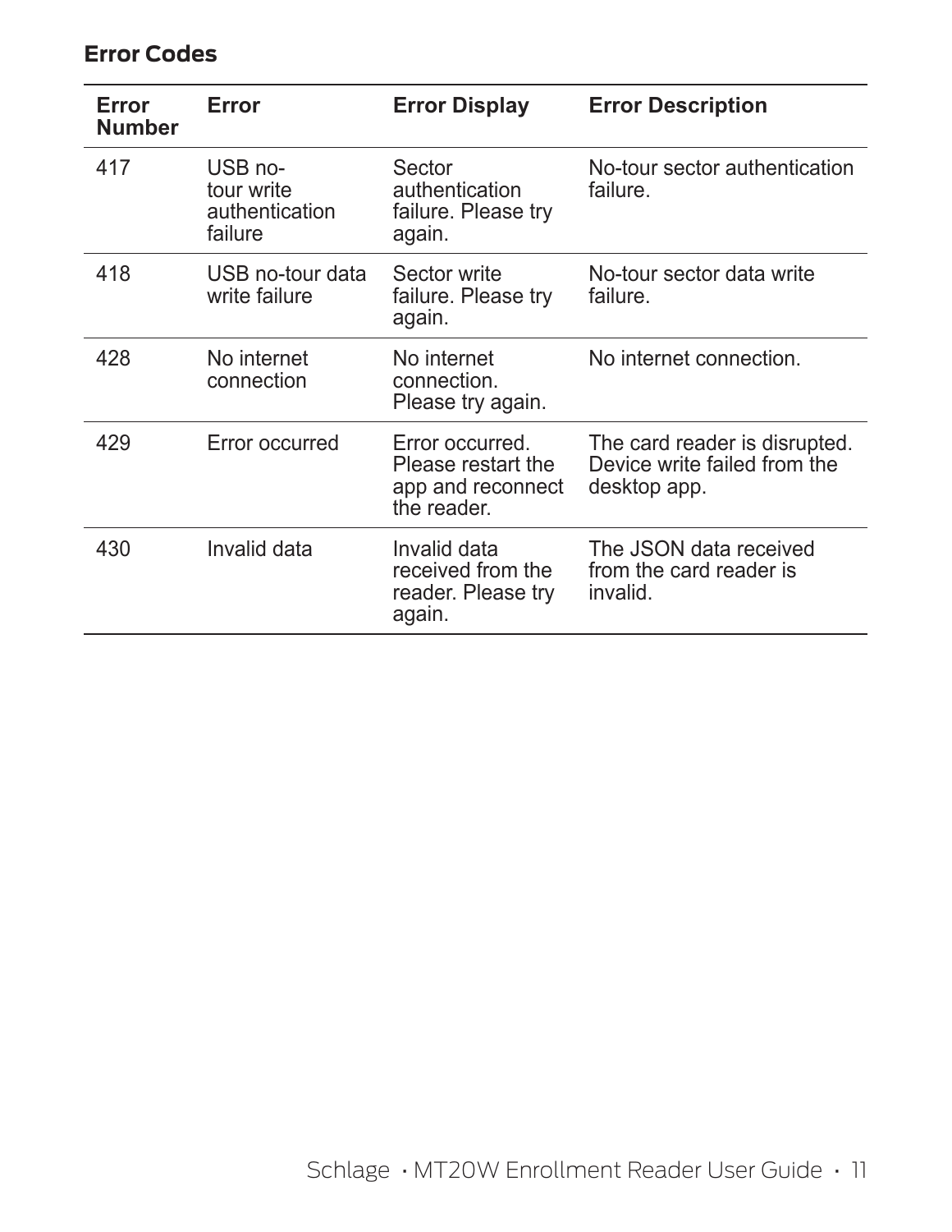### Error Codes

| Error Number | Error | Error Display | Error Description |
|---|---|---|---|
| 417 | USB no-tour write authentication failure | Sector authentication failure. Please try again. | No-tour sector authentication failure. |
| 418 | USB no-tour data write failure | Sector write failure. Please try again. | No-tour sector data write failure. |
| 428 | No internet connection | No internet connection. Please try again. | No internet connection. |
| 429 | Error occurred | Error occurred. Please restart the app and reconnect the reader. | The card reader is disrupted. Device write failed from the desktop app. |
| 430 | Invalid data | Invalid data received from the reader. Please try again. | The JSON data received from the card reader is invalid. |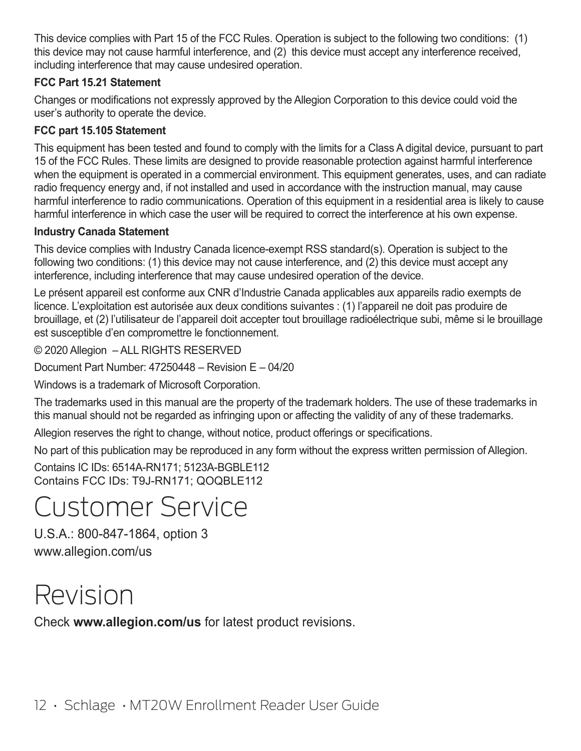This device complies with Part 15 of the FCC Rules. Operation is subject to the following two conditions: (1) this device may not cause harmful interference, and (2) this device must accept any interference received, including interference that may cause undesired operation.

**FCC Part 15.21 Statement**

Changes or modifications not expressly approved by the Allegion Corporation to this device could void the user's authority to operate the device.

**FCC part 15.105 Statement**

This equipment has been tested and found to comply with the limits for a Class A digital device, pursuant to part 15 of the FCC Rules. These limits are designed to provide reasonable protection against harmful interference when the equipment is operated in a commercial environment. This equipment generates, uses, and can radiate radio frequency energy and, if not installed and used in accordance with the instruction manual, may cause harmful interference to radio communications. Operation of this equipment in a residential area is likely to cause harmful interference in which case the user will be required to correct the interference at his own expense.

**Industry Canada Statement**

This device complies with Industry Canada licence-exempt RSS standard(s). Operation is subject to the following two conditions: (1) this device may not cause interference, and (2) this device must accept any interference, including interference that may cause undesired operation of the device.

Le présent appareil est conforme aux CNR d'Industrie Canada applicables aux appareils radio exempts de licence. L'exploitation est autorisée aux deux conditions suivantes : (1) l'appareil ne doit pas produire de brouillage, et (2) l'utilisateur de l'appareil doit accepter tout brouillage radioélectrique subi, même si le brouillage est susceptible d'en compromettre le fonctionnement.

© 2020 Allegion – ALL RIGHTS RESERVED

Document Part Number: 47250448 – Revision E – 04/20

Windows is a trademark of Microsoft Corporation.

The trademarks used in this manual are the property of the trademark holders. The use of these trademarks in this manual should not be regarded as infringing upon or affecting the validity of any of these trademarks.

Allegion reserves the right to change, without notice, product offerings or specifications.

No part of this publication may be reproduced in any form without the express written permission of Allegion.

Contains IC IDs: 6514A-RN171; 5123A-BGBLE112
Contains FCC IDs: T9J-RN171; QOQBLE112

# Customer Service

U.S.A.: 800-847-1864, option 3
www.allegion.com/us

# Revision

Check **www.allegion.com/us** for latest product revisions.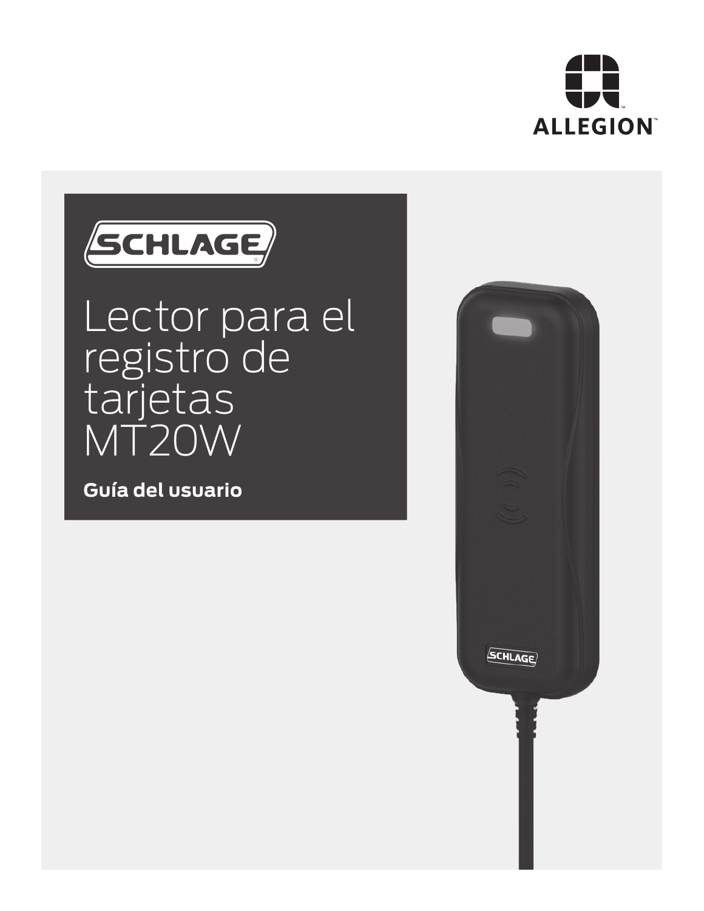# Lector para el registro de tarjetas MT20W

**Guía del usuario**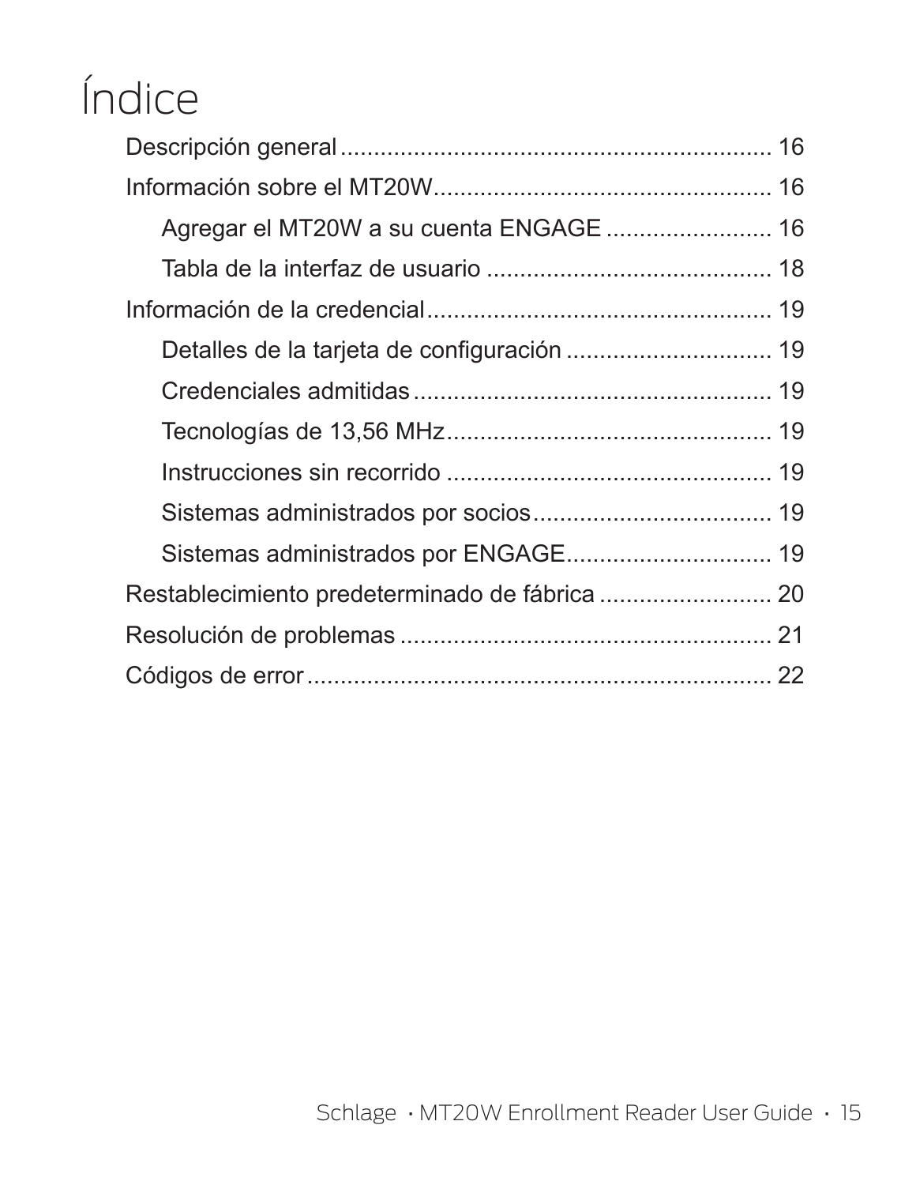# Índice

Descripción general ................................................................ 16

Información sobre el MT20W.................................................. 16

- Agregar el MT20W a su cuenta ENGAGE ........................ 16
- Tabla de la interfaz de usuario .......................................... 18

Información de la credencial................................................... 19

- Detalles de la tarjeta de configuración ............................... 19
- Credenciales admitidas ..................................................... 19
- Tecnologías de 13,56 MHz................................................ 19
- Instrucciones sin recorrido ................................................. 19
- Sistemas administrados por socios.................................... 19
- Sistemas administrados por ENGAGE.............................. 19

Restablecimiento predeterminado de fábrica .......................... 20

Resolución de problemas ........................................................ 21

Códigos de error ...................................................................... 22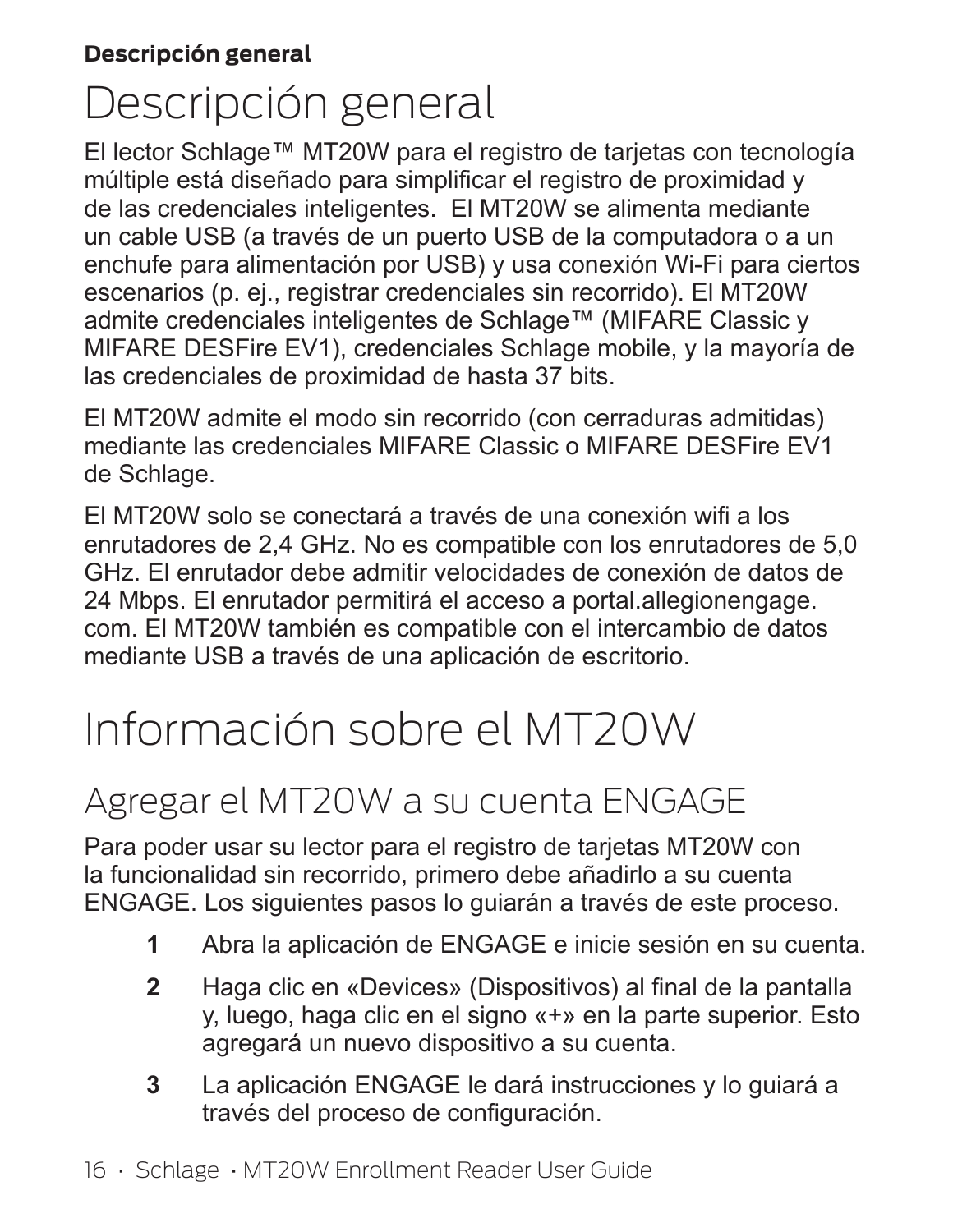# Descripción general

El lector Schlage™ MT20W para el registro de tarjetas con tecnología múltiple está diseñado para simplificar el registro de proximidad y de las credenciales inteligentes. El MT20W se alimenta mediante un cable USB (a través de un puerto USB de la computadora o a un enchufe para alimentación por USB) y usa conexión Wi-Fi para ciertos escenarios (p. ej., registrar credenciales sin recorrido). El MT20W admite credenciales inteligentes de Schlage™ (MIFARE Classic y MIFARE DESFire EV1), credenciales Schlage mobile, y la mayoría de las credenciales de proximidad de hasta 37 bits.

El MT20W admite el modo sin recorrido (con cerraduras admitidas) mediante las credenciales MIFARE Classic o MIFARE DESFire EV1 de Schlage.

El MT20W solo se conectará a través de una conexión wifi a los enrutadores de 2,4 GHz. No es compatible con los enrutadores de 5,0 GHz. El enrutador debe admitir velocidades de conexión de datos de 24 Mbps. El enrutador permitirá el acceso a portal.allegionengage.com. El MT20W también es compatible con el intercambio de datos mediante USB a través de una aplicación de escritorio.

# Información sobre el MT20W

## Agregar el MT20W a su cuenta ENGAGE

Para poder usar su lector para el registro de tarjetas MT20W con la funcionalidad sin recorrido, primero debe añadirlo a su cuenta ENGAGE. Los siguientes pasos lo guiarán a través de este proceso.

1. Abra la aplicación de ENGAGE e inicie sesión en su cuenta.
2. Haga clic en «Devices» (Dispositivos) al final de la pantalla y, luego, haga clic en el signo «+» en la parte superior. Esto agregará un nuevo dispositivo a su cuenta.
3. La aplicación ENGAGE le dará instrucciones y lo guiará a través del proceso de configuración.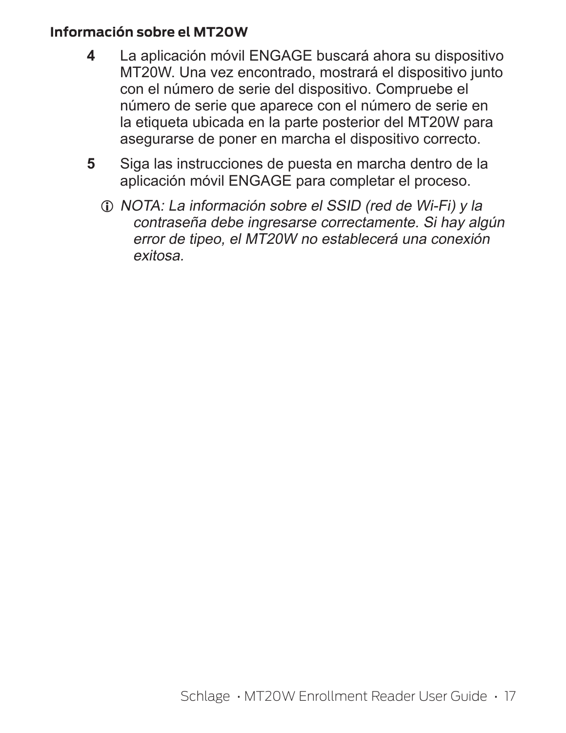### Información sobre el MT20W

4. La aplicación móvil ENGAGE buscará ahora su dispositivo MT20W. Una vez encontrado, mostrará el dispositivo junto con el número de serie del dispositivo. Compruebe el número de serie que aparece con el número de serie en la etiqueta ubicada en la parte posterior del MT20W para asegurarse de poner en marcha el dispositivo correcto.
5. Siga las instrucciones de puesta en marcha dentro de la aplicación móvil ENGAGE para completar el proceso.

ⓘ *NOTA: La información sobre el SSID (red de Wi-Fi) y la contraseña debe ingresarse correctamente. Si hay algún error de tipeo, el MT20W no establecerá una conexión exitosa.*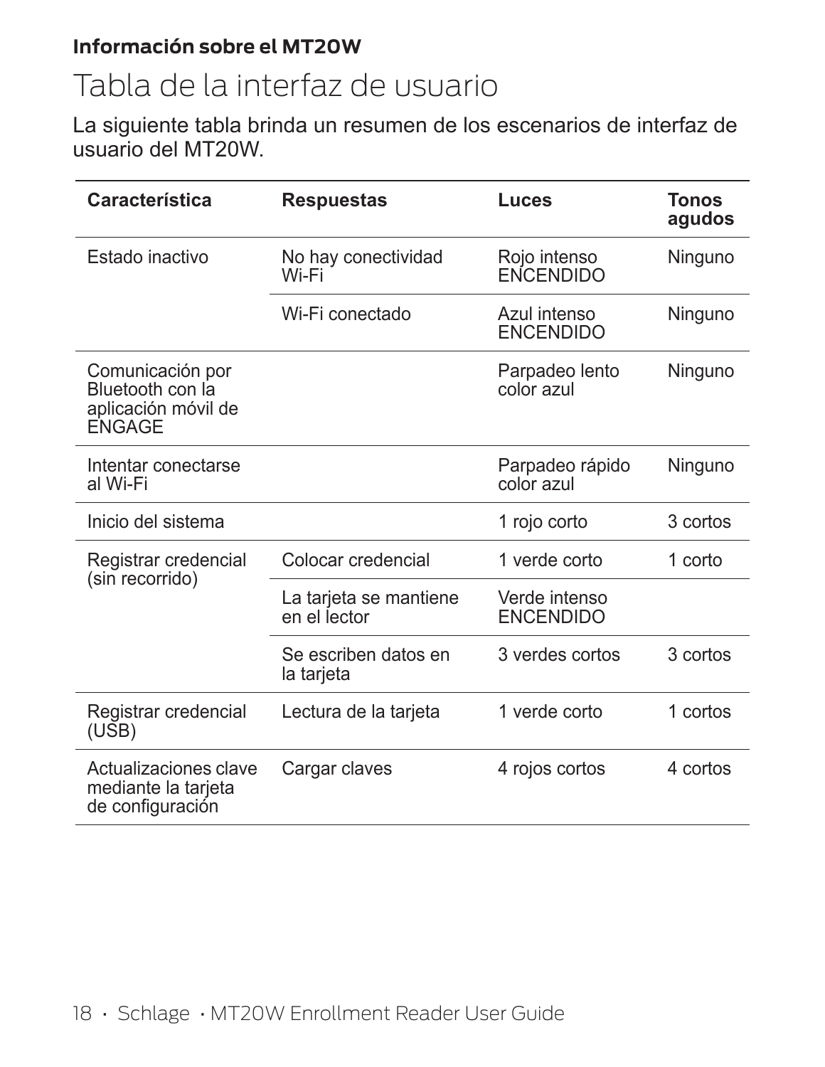**Información sobre el MT20W**

# Tabla de la interfaz de usuario

La siguiente tabla brinda un resumen de los escenarios de interfaz de usuario del MT20W.

| Característica | Respuestas | Luces | Tonos agudos |
|---|---|---|---|
| Estado inactivo | No hay conectividad Wi-Fi | Rojo intenso ENCENDIDO | Ninguno |
| | Wi-Fi conectado | Azul intenso ENCENDIDO | Ninguno |
| Comunicación por Bluetooth con la aplicación móvil de ENGAGE | | Parpadeo lento color azul | Ninguno |
| Intentar conectarse al Wi-Fi | | Parpadeo rápido color azul | Ninguno |
| Inicio del sistema | | 1 rojo corto | 3 cortos |
| Registrar credencial (sin recorrido) | Colocar credencial | 1 verde corto | 1 corto |
| | La tarjeta se mantiene en el lector | Verde intenso ENCENDIDO | |
| | Se escriben datos en la tarjeta | 3 verdes cortos | 3 cortos |
| Registrar credencial (USB) | Lectura de la tarjeta | 1 verde corto | 1 cortos |
| Actualizaciones clave mediante la tarjeta de configuración | Cargar claves | 4 rojos cortos | 4 cortos |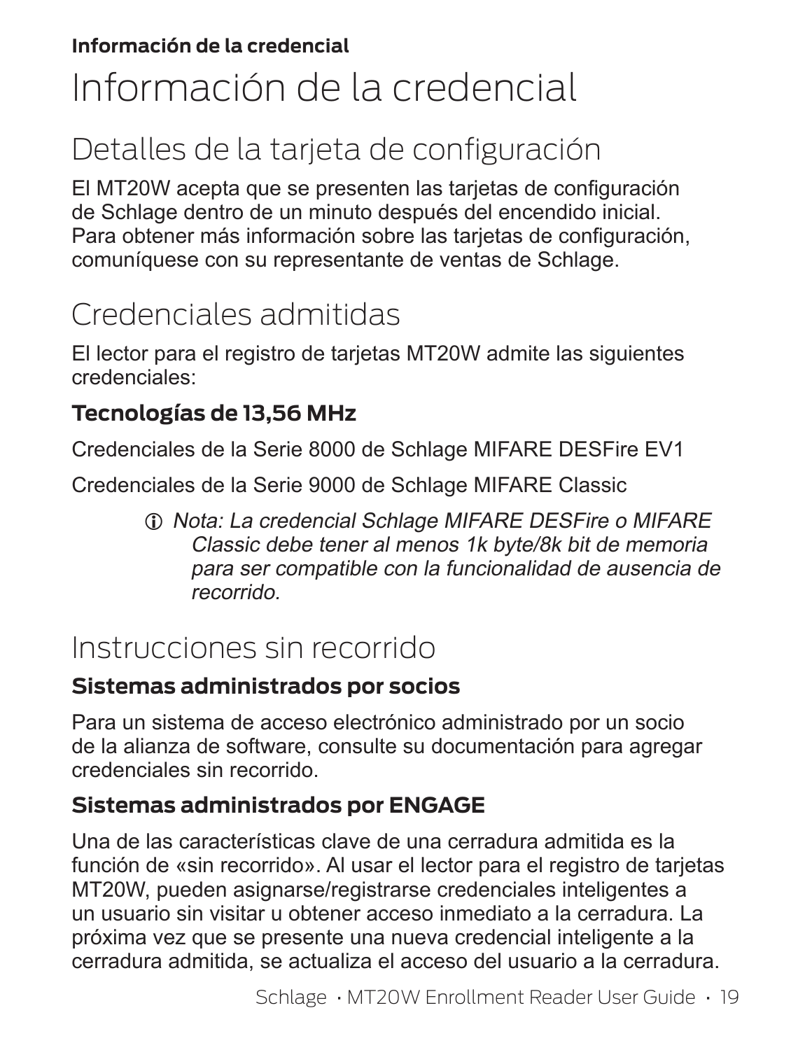# Información de la credencial

## Detalles de la tarjeta de configuración

El MT20W acepta que se presenten las tarjetas de configuración de Schlage dentro de un minuto después del encendido inicial. Para obtener más información sobre las tarjetas de configuración, comuníquese con su representante de ventas de Schlage.

## Credenciales admitidas

El lector para el registro de tarjetas MT20W admite las siguientes credenciales:

### Tecnologías de 13,56 MHz

Credenciales de la Serie 8000 de Schlage MIFARE DESFire EV1

Credenciales de la Serie 9000 de Schlage MIFARE Classic

> ⓘ *Nota: La credencial Schlage MIFARE DESFire o MIFARE Classic debe tener al menos 1k byte/8k bit de memoria para ser compatible con la funcionalidad de ausencia de recorrido.*

## Instrucciones sin recorrido

### Sistemas administrados por socios

Para un sistema de acceso electrónico administrado por un socio de la alianza de software, consulte su documentación para agregar credenciales sin recorrido.

### Sistemas administrados por ENGAGE

Una de las características clave de una cerradura admitida es la función de «sin recorrido». Al usar el lector para el registro de tarjetas MT20W, pueden asignarse/registrarse credenciales inteligentes a un usuario sin visitar u obtener acceso inmediato a la cerradura. La próxima vez que se presente una nueva credencial inteligente a la cerradura admitida, se actualiza el acceso del usuario a la cerradura.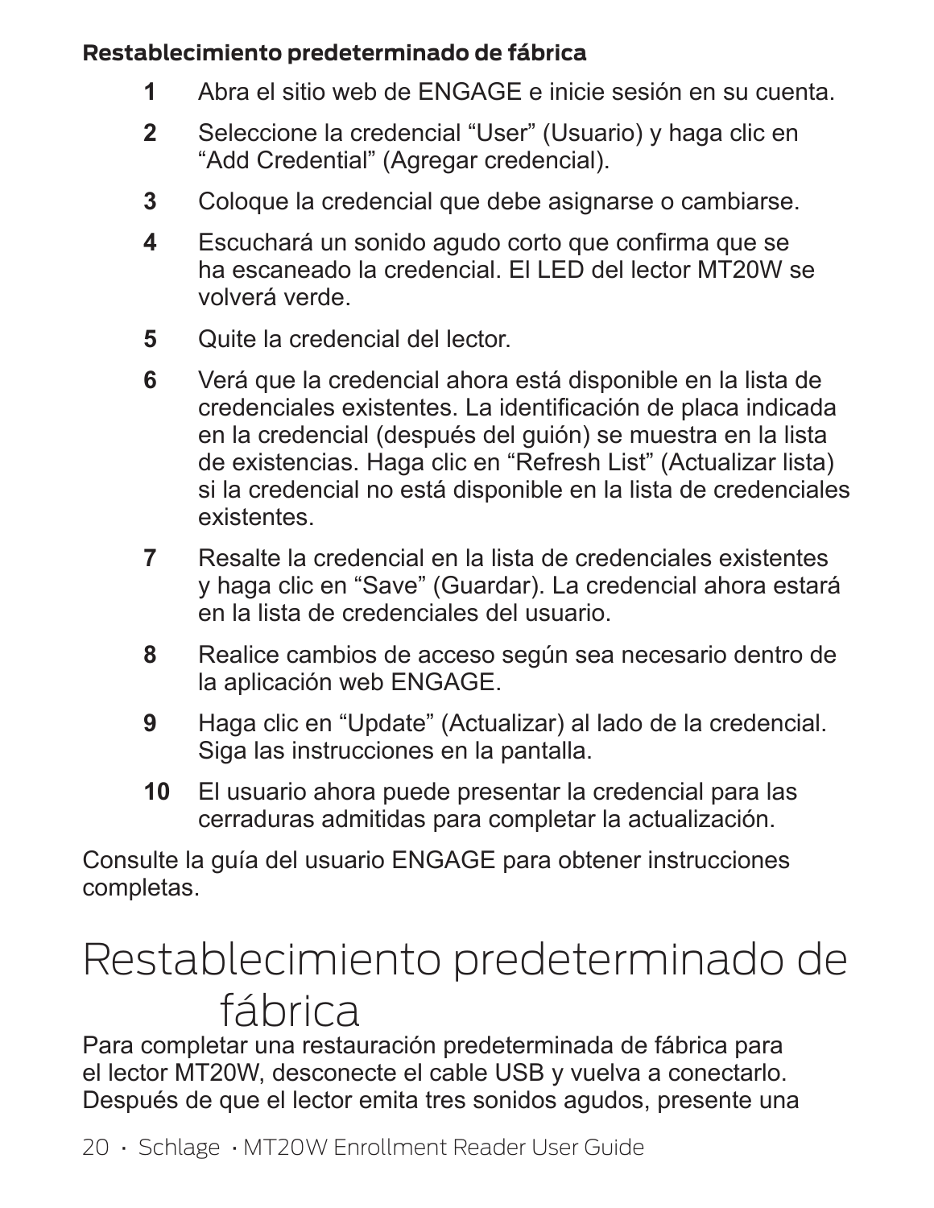**Restablecimiento predeterminado de fábrica**

1. Abra el sitio web de ENGAGE e inicie sesión en su cuenta.
2. Seleccione la credencial “User” (Usuario) y haga clic en “Add Credential” (Agregar credencial).
3. Coloque la credencial que debe asignarse o cambiarse.
4. Escuchará un sonido agudo corto que confirma que se ha escaneado la credencial. El LED del lector MT20W se volverá verde.
5. Quite la credencial del lector.
6. Verá que la credencial ahora está disponible en la lista de credenciales existentes. La identificación de placa indicada en la credencial (después del guión) se muestra en la lista de existencias. Haga clic en “Refresh List” (Actualizar lista) si la credencial no está disponible en la lista de credenciales existentes.
7. Resalte la credencial en la lista de credenciales existentes y haga clic en “Save” (Guardar). La credencial ahora estará en la lista de credenciales del usuario.
8. Realice cambios de acceso según sea necesario dentro de la aplicación web ENGAGE.
9. Haga clic en “Update” (Actualizar) al lado de la credencial. Siga las instrucciones en la pantalla.
10. El usuario ahora puede presentar la credencial para las cerraduras admitidas para completar la actualización.

Consulte la guía del usuario ENGAGE para obtener instrucciones completas.

# Restablecimiento predeterminado de fábrica

Para completar una restauración predeterminada de fábrica para el lector MT20W, desconecte el cable USB y vuelva a conectarlo. Después de que el lector emita tres sonidos agudos, presente una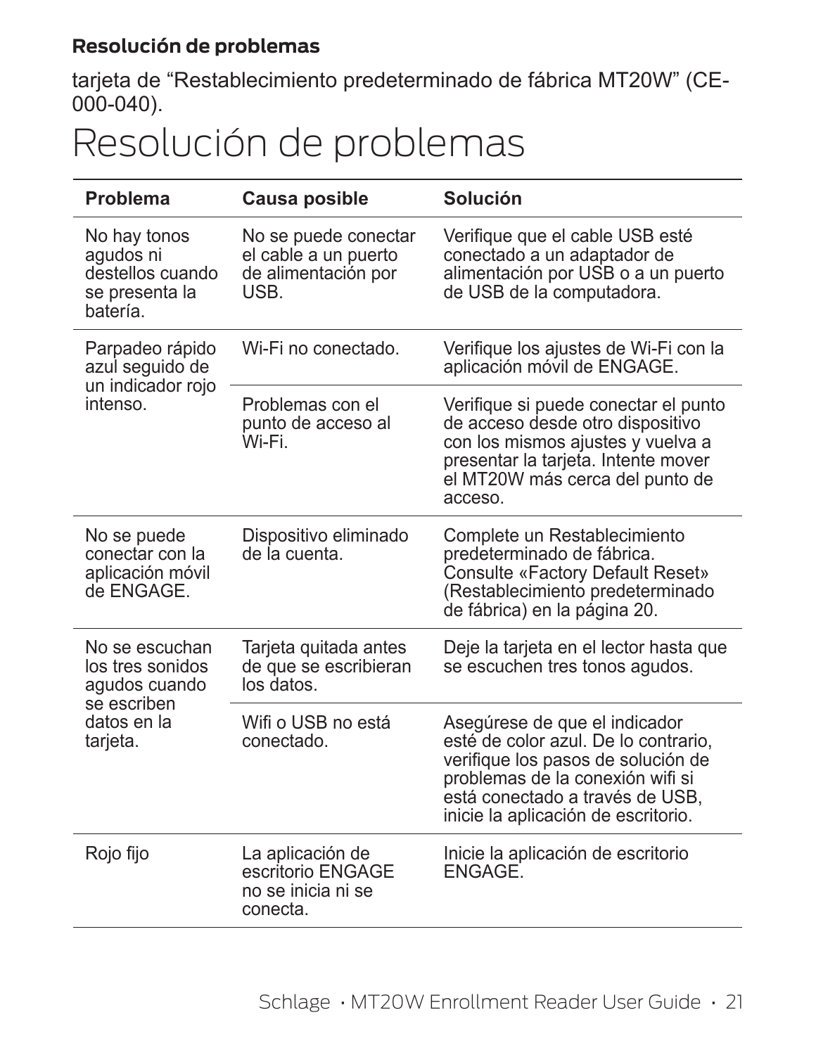tarjeta de “Restablecimiento predeterminado de fábrica MT20W” (CE-000-040).

# Resolución de problemas

| Problema | Causa posible | Solución |
|---|---|---|
| No hay tonos agudos ni destellos cuando se presenta la batería. | No se puede conectar el cable a un puerto de alimentación por USB. | Verifique que el cable USB esté conectado a un adaptador de alimentación por USB o a un puerto de USB de la computadora. |
| Parpadeo rápido azul seguido de un indicador rojo intenso. | Wi-Fi no conectado. | Verifique los ajustes de Wi-Fi con la aplicación móvil de ENGAGE. |
| | Problemas con el punto de acceso al Wi-Fi. | Verifique si puede conectar el punto de acceso desde otro dispositivo con los mismos ajustes y vuelva a presentar la tarjeta. Intente mover el MT20W más cerca del punto de acceso. |
| No se puede conectar con la aplicación móvil de ENGAGE. | Dispositivo eliminado de la cuenta. | Complete un Restablecimiento predeterminado de fábrica. Consulte «Factory Default Reset» (Restablecimiento predeterminado de fábrica) en la página 20. |
| No se escuchan los tres sonidos agudos cuando se escriben datos en la tarjeta. | Tarjeta quitada antes de que se escribieran los datos. | Deje la tarjeta en el lector hasta que se escuchen tres tonos agudos. |
| | Wifi o USB no está conectado. | Asegúrese de que el indicador esté de color azul. De lo contrario, verifique los pasos de solución de problemas de la conexión wifi si está conectado a través de USB, inicie la aplicación de escritorio. |
| Rojo fijo | La aplicación de escritorio ENGAGE no se inicia ni se conecta. | Inicie la aplicación de escritorio ENGAGE. |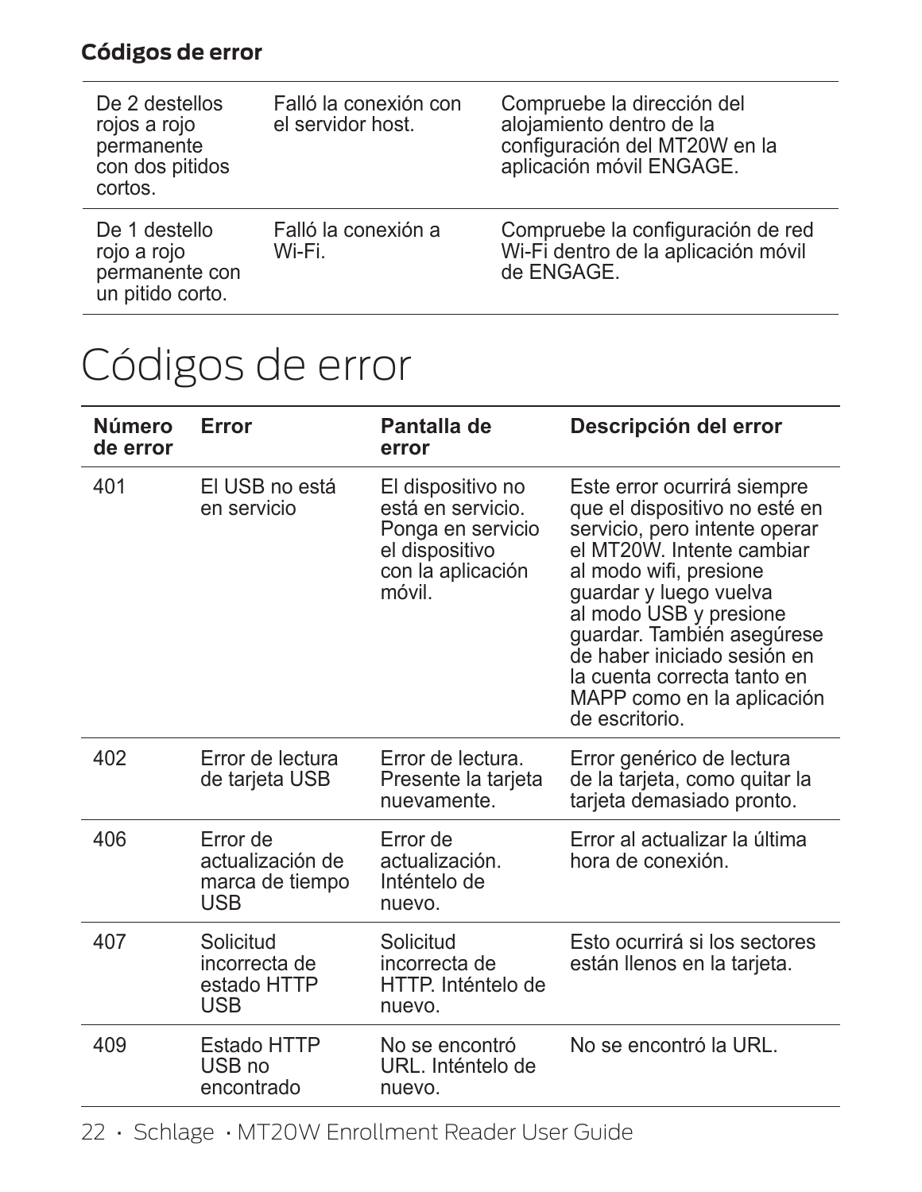**Códigos de error**

| | | |
|---|---|---|
| De 2 destellos rojos a rojo permanente con dos pitidos cortos. | Falló la conexión con el servidor host. | Compruebe la dirección del alojamiento dentro de la configuración del MT20W en la aplicación móvil ENGAGE. |
| De 1 destello rojo a rojo permanente con un pitido corto. | Falló la conexión a Wi-Fi. | Compruebe la configuración de red Wi-Fi dentro de la aplicación móvil de ENGAGE. |

# Códigos de error

| Número de error | Error | Pantalla de error | Descripción del error |
|---|---|---|---|
| 401 | El USB no está en servicio | El dispositivo no está en servicio. Ponga en servicio el dispositivo con la aplicación móvil. | Este error ocurrirá siempre que el dispositivo no esté en servicio, pero intente operar el MT20W. Intente cambiar al modo wifi, presione guardar y luego vuelva al modo USB y presione guardar. También asegúrese de haber iniciado sesión en la cuenta correcta tanto en MAPP como en la aplicación de escritorio. |
| 402 | Error de lectura de tarjeta USB | Error de lectura. Presente la tarjeta nuevamente. | Error genérico de lectura de la tarjeta, como quitar la tarjeta demasiado pronto. |
| 406 | Error de actualización de marca de tiempo USB | Error de actualización. Inténtelo de nuevo. | Error al actualizar la última hora de conexión. |
| 407 | Solicitud incorrecta de estado HTTP USB | Solicitud incorrecta de HTTP. Inténtelo de nuevo. | Esto ocurrirá si los sectores están llenos en la tarjeta. |
| 409 | Estado HTTP USB no encontrado | No se encontró URL. Inténtelo de nuevo. | No se encontró la URL. |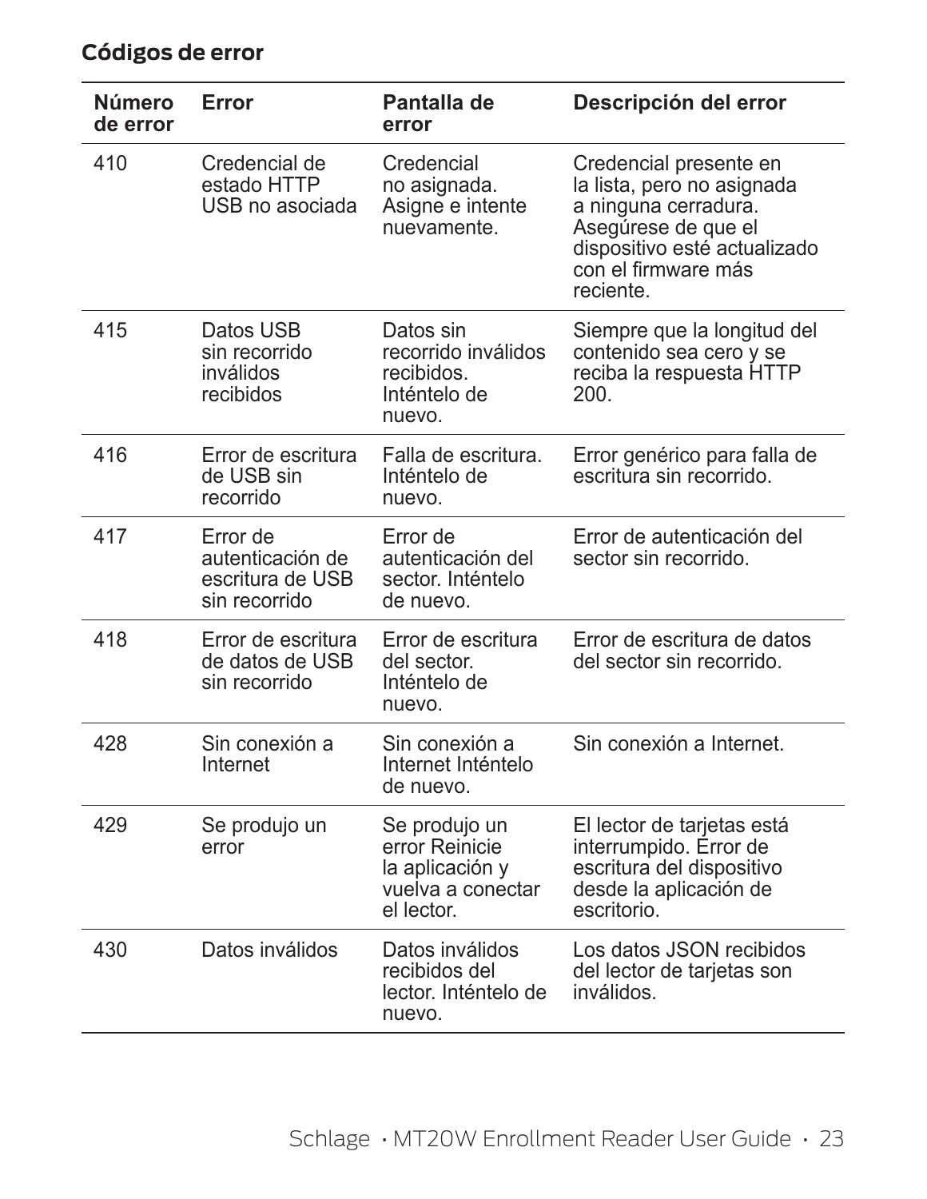**Códigos de error**

| Número de error | Error | Pantalla de error | Descripción del error |
|---|---|---|---|
| 410 | Credencial de estado HTTP USB no asociada | Credencial no asignada. Asigne e intente nuevamente. | Credencial presente en la lista, pero no asignada a ninguna cerradura. Asegúrese de que el dispositivo esté actualizado con el firmware más reciente. |
| 415 | Datos USB sin recorrido inválidos recibidos | Datos sin recorrido inválidos recibidos. Inténtelo de nuevo. | Siempre que la longitud del contenido sea cero y se reciba la respuesta HTTP 200. |
| 416 | Error de escritura de USB sin recorrido | Falla de escritura. Inténtelo de nuevo. | Error genérico para falla de escritura sin recorrido. |
| 417 | Error de autenticación de escritura de USB sin recorrido | Error de autenticación del sector. Inténtelo de nuevo. | Error de autenticación del sector sin recorrido. |
| 418 | Error de escritura de datos de USB sin recorrido | Error de escritura del sector. Inténtelo de nuevo. | Error de escritura de datos del sector sin recorrido. |
| 428 | Sin conexión a Internet | Sin conexión a Internet Inténtelo de nuevo. | Sin conexión a Internet. |
| 429 | Se produjo un error | Se produjo un error Reinicie la aplicación y vuelva a conectar el lector. | El lector de tarjetas está interrumpido. Error de escritura del dispositivo desde la aplicación de escritorio. |
| 430 | Datos inválidos | Datos inválidos recibidos del lector. Inténtelo de nuevo. | Los datos JSON recibidos del lector de tarjetas son inválidos. |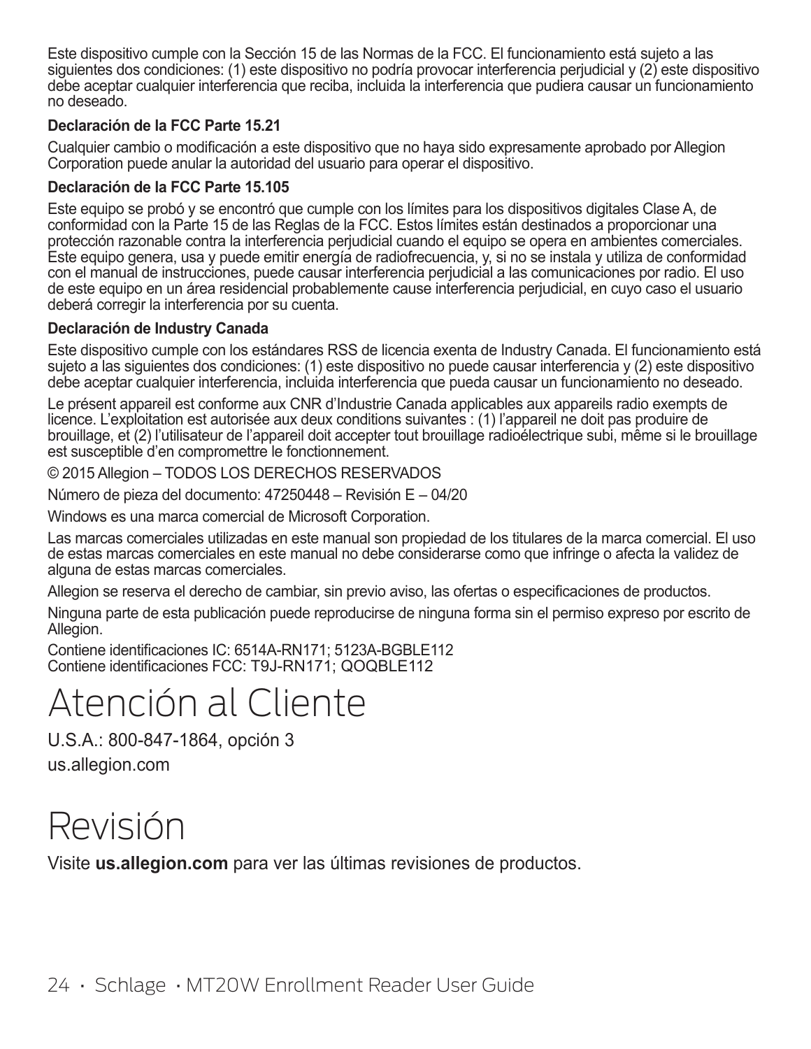Este dispositivo cumple con la Sección 15 de las Normas de la FCC. El funcionamiento está sujeto a las siguientes dos condiciones: (1) este dispositivo no podría provocar interferencia perjudicial y (2) este dispositivo debe aceptar cualquier interferencia que reciba, incluida la interferencia que pudiera causar un funcionamiento no deseado.

**Declaración de la FCC Parte 15.21**

Cualquier cambio o modificación a este dispositivo que no haya sido expresamente aprobado por Allegion Corporation puede anular la autoridad del usuario para operar el dispositivo.

**Declaración de la FCC Parte 15.105**

Este equipo se probó y se encontró que cumple con los límites para los dispositivos digitales Clase A, de conformidad con la Parte 15 de las Reglas de la FCC. Estos límites están destinados a proporcionar una protección razonable contra la interferencia perjudicial cuando el equipo se opera en ambientes comerciales. Este equipo genera, usa y puede emitir energía de radiofrecuencia, y, si no se instala y utiliza de conformidad con el manual de instrucciones, puede causar interferencia perjudicial a las comunicaciones por radio. El uso de este equipo en un área residencial probablemente cause interferencia perjudicial, en cuyo caso el usuario deberá corregir la interferencia por su cuenta.

**Declaración de Industry Canada**

Este dispositivo cumple con los estándares RSS de licencia exenta de Industry Canada. El funcionamiento está sujeto a las siguientes dos condiciones: (1) este dispositivo no puede causar interferencia y (2) este dispositivo debe aceptar cualquier interferencia, incluida interferencia que pueda causar un funcionamiento no deseado.

Le présent appareil est conforme aux CNR d'Industrie Canada applicables aux appareils radio exempts de licence. L'exploitation est autorisée aux deux conditions suivantes : (1) l'appareil ne doit pas produire de brouillage, et (2) l'utilisateur de l'appareil doit accepter tout brouillage radioélectrique subi, même si le brouillage est susceptible d'en compromettre le fonctionnement.

© 2015 Allegion – TODOS LOS DERECHOS RESERVADOS

Número de pieza del documento: 47250448 – Revisión E – 04/20

Windows es una marca comercial de Microsoft Corporation.

Las marcas comerciales utilizadas en este manual son propiedad de los titulares de la marca comercial. El uso de estas marcas comerciales en este manual no debe considerarse como que infringe o afecta la validez de alguna de estas marcas comerciales.

Allegion se reserva el derecho de cambiar, sin previo aviso, las ofertas o especificaciones de productos.

Ninguna parte de esta publicación puede reproducirse de ninguna forma sin el permiso expreso por escrito de Allegion.

Contiene identificaciones IC: 6514A-RN171; 5123A-BGBLE112
Contiene identificaciones FCC: T9J-RN171; QOQBLE112

# Atención al Cliente

U.S.A.: 800-847-1864, opción 3

us.allegion.com

# Revisión

Visite **us.allegion.com** para ver las últimas revisiones de productos.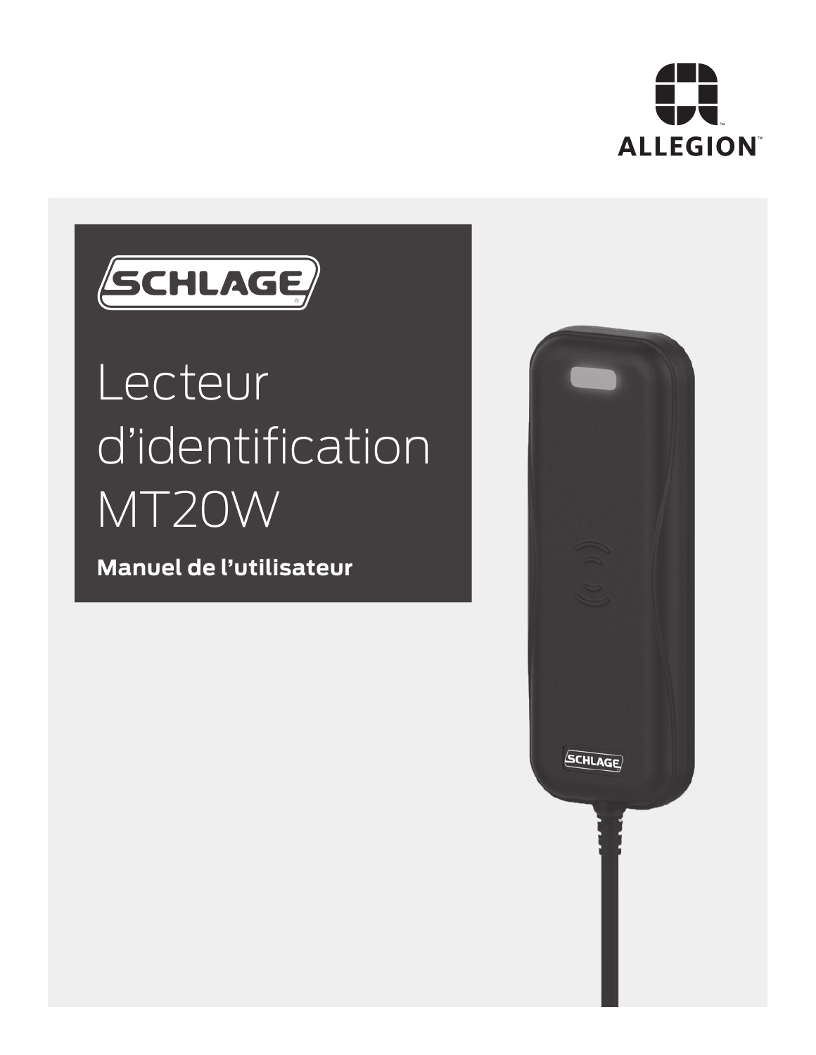ALLEGION™

SCHLAGE

# Lecteur d'identification MT20W

**Manuel de l'utilisateur**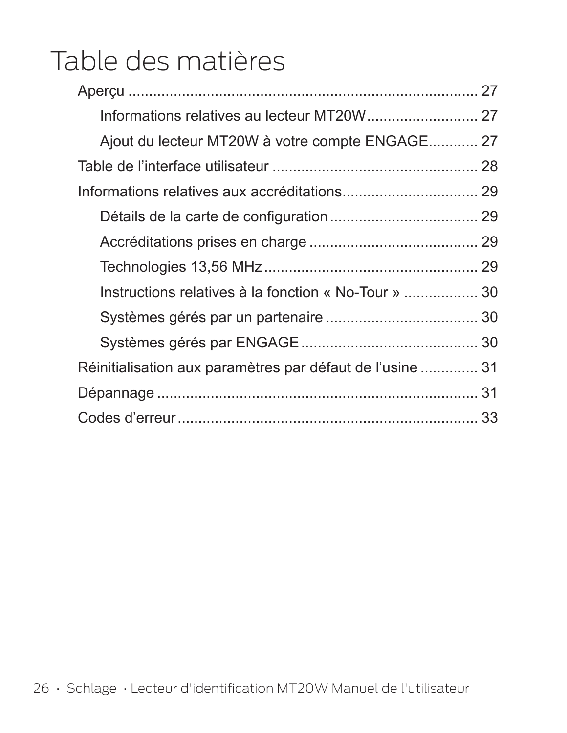# Table des matières

- Aperçu ..... 27
  - Informations relatives au lecteur MT20W ..... 27
  - Ajout du lecteur MT20W à votre compte ENGAGE ..... 27
- Table de l’interface utilisateur ..... 28
- Informations relatives aux accréditations ..... 29
  - Détails de la carte de configuration ..... 29
  - Accréditations prises en charge ..... 29
  - Technologies 13,56 MHz ..... 29
  - Instructions relatives à la fonction « No-Tour » ..... 30
  - Systèmes gérés par un partenaire ..... 30
  - Systèmes gérés par ENGAGE ..... 30
- Réinitialisation aux paramètres par défaut de l’usine ..... 31
- Dépannage ..... 31
- Codes d’erreur ..... 33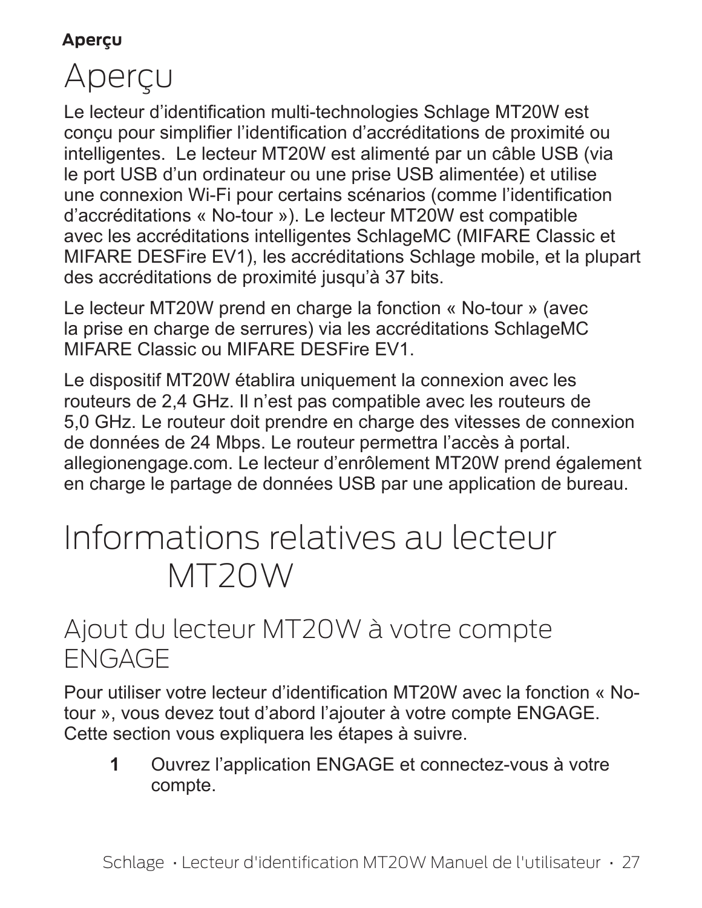# Aperçu

Le lecteur d'identification multi-technologies Schlage MT20W est conçu pour simplifier l'identification d'accréditations de proximité ou intelligentes.  Le lecteur MT20W est alimenté par un câble USB (via le port USB d'un ordinateur ou une prise USB alimentée) et utilise une connexion Wi-Fi pour certains scénarios (comme l'identification d'accréditations « No-tour »). Le lecteur MT20W est compatible avec les accréditations intelligentes SchlageMC (MIFARE Classic et MIFARE DESFire EV1), les accréditations Schlage mobile, et la plupart des accréditations de proximité jusqu'à 37 bits.

Le lecteur MT20W prend en charge la fonction « No-tour » (avec la prise en charge de serrures) via les accréditations SchlageMC MIFARE Classic ou MIFARE DESFire EV1.

Le dispositif MT20W établira uniquement la connexion avec les routeurs de 2,4 GHz. Il n'est pas compatible avec les routeurs de 5,0 GHz. Le routeur doit prendre en charge des vitesses de connexion de données de 24 Mbps. Le routeur permettra l'accès à portal.allegionengage.com. Le lecteur d'enrôlement MT20W prend également en charge le partage de données USB par une application de bureau.

# Informations relatives au lecteur MT20W

## Ajout du lecteur MT20W à votre compte ENGAGE

Pour utiliser votre lecteur d'identification MT20W avec la fonction « No-tour », vous devez tout d'abord l'ajouter à votre compte ENGAGE. Cette section vous expliquera les étapes à suivre.

1. Ouvrez l'application ENGAGE et connectez-vous à votre compte.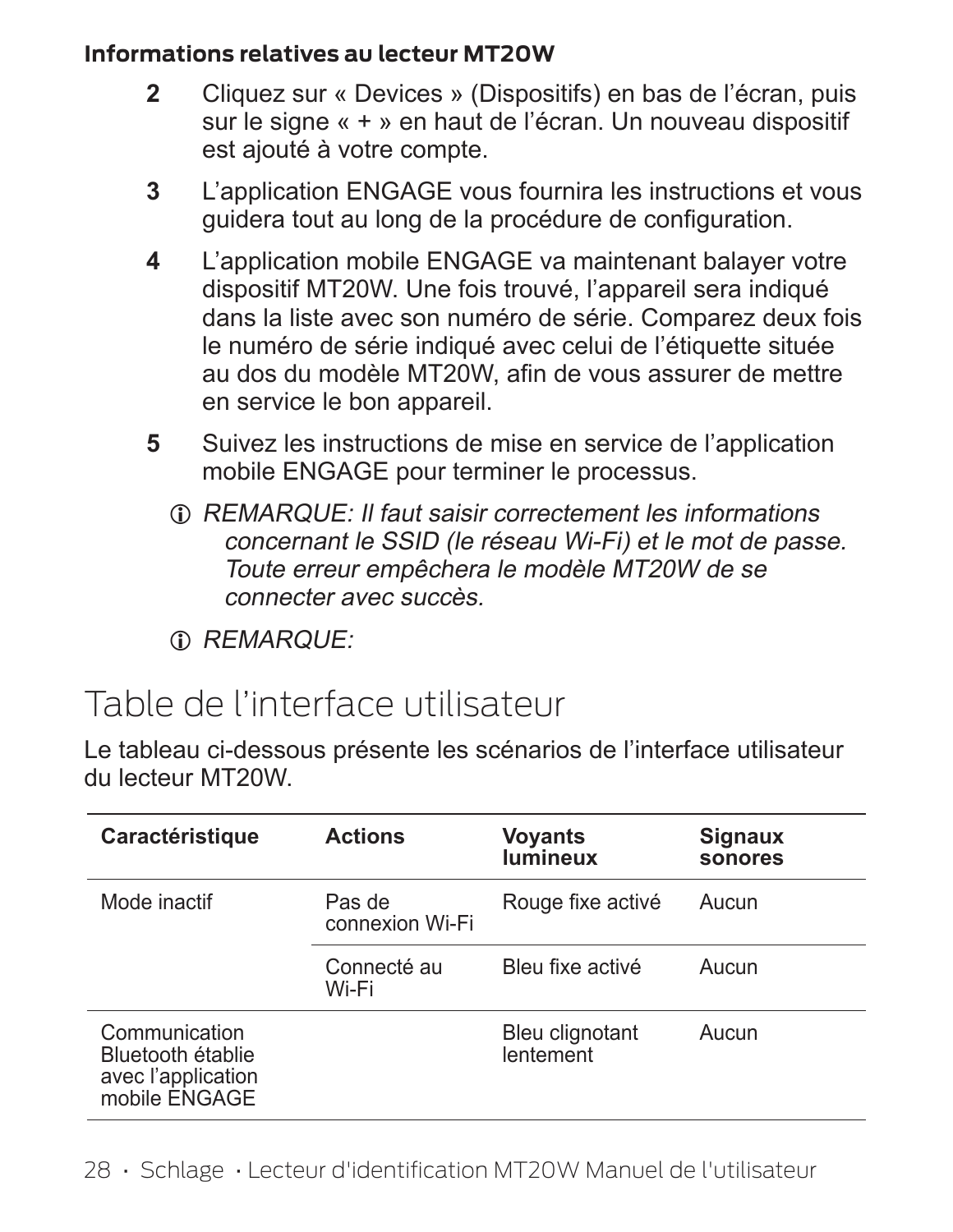**Informations relatives au lecteur MT20W**

2. Cliquez sur « Devices » (Dispositifs) en bas de l'écran, puis sur le signe « + » en haut de l'écran. Un nouveau dispositif est ajouté à votre compte.
3. L'application ENGAGE vous fournira les instructions et vous guidera tout au long de la procédure de configuration.
4. L'application mobile ENGAGE va maintenant balayer votre dispositif MT20W. Une fois trouvé, l'appareil sera indiqué dans la liste avec son numéro de série. Comparez deux fois le numéro de série indiqué avec celui de l'étiquette située au dos du modèle MT20W, afin de vous assurer de mettre en service le bon appareil.
5. Suivez les instructions de mise en service de l'application mobile ENGAGE pour terminer le processus.

ⓘ *REMARQUE: Il faut saisir correctement les informations concernant le SSID (le réseau Wi-Fi) et le mot de passe. Toute erreur empêchera le modèle MT20W de se connecter avec succès.*

ⓘ *REMARQUE:*

# Table de l'interface utilisateur

Le tableau ci-dessous présente les scénarios de l'interface utilisateur du lecteur MT20W.

| Caractéristique | Actions | Voyants lumineux | Signaux sonores |
|---|---|---|---|
| Mode inactif | Pas de connexion Wi-Fi | Rouge fixe activé | Aucun |
| | Connecté au Wi-Fi | Bleu fixe activé | Aucun |
| Communication Bluetooth établie avec l'application mobile ENGAGE | | Bleu clignotant lentement | Aucun |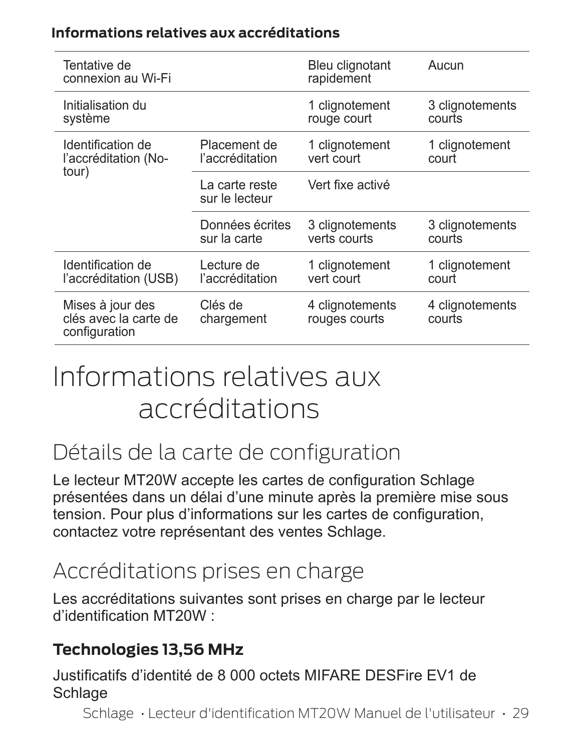**Informations relatives aux accréditations**

| | | | |
|---|---|---|---|
| Tentative de connexion au Wi-Fi | | Bleu clignotant rapidement | Aucun |
| Initialisation du système | | 1 clignotement rouge court | 3 clignotements courts |
| Identification de l'accréditation (No-tour) | Placement de l'accréditation | 1 clignotement vert court | 1 clignotement court |
| | La carte reste sur le lecteur | Vert fixe activé | |
| | Données écrites sur la carte | 3 clignotements verts courts | 3 clignotements courts |
| Identification de l'accréditation (USB) | Lecture de l'accréditation | 1 clignotement vert court | 1 clignotement court |
| Mises à jour des clés avec la carte de configuration | Clés de chargement | 4 clignotements rouges courts | 4 clignotements courts |

# Informations relatives aux accréditations

## Détails de la carte de configuration

Le lecteur MT20W accepte les cartes de configuration Schlage présentées dans un délai d'une minute après la première mise sous tension. Pour plus d'informations sur les cartes de configuration, contactez votre représentant des ventes Schlage.

## Accréditations prises en charge

Les accréditations suivantes sont prises en charge par le lecteur d'identification MT20W :

### Technologies 13,56 MHz

Justificatifs d'identité de 8 000 octets MIFARE DESFire EV1 de Schlage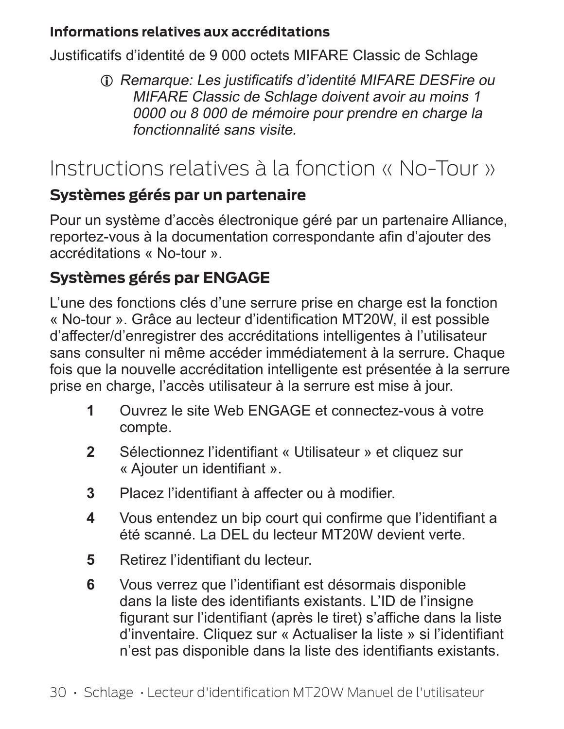**Informations relatives aux accréditations**

Justificatifs d'identité de 9 000 octets MIFARE Classic de Schlage

> ⓘ *Remarque: Les justificatifs d'identité MIFARE DESFire ou MIFARE Classic de Schlage doivent avoir au moins 1 0000 ou 8 000 de mémoire pour prendre en charge la fonctionnalité sans visite.*

# Instructions relatives à la fonction « No-Tour »

## Systèmes gérés par un partenaire

Pour un système d'accès électronique géré par un partenaire Alliance, reportez-vous à la documentation correspondante afin d'ajouter des accréditations « No-tour ».

## Systèmes gérés par ENGAGE

L'une des fonctions clés d'une serrure prise en charge est la fonction « No-tour ». Grâce au lecteur d'identification MT20W, il est possible d'affecter/d'enregistrer des accréditations intelligentes à l'utilisateur sans consulter ni même accéder immédiatement à la serrure. Chaque fois que la nouvelle accréditation intelligente est présentée à la serrure prise en charge, l'accès utilisateur à la serrure est mise à jour.

1. Ouvrez le site Web ENGAGE et connectez-vous à votre compte.
2. Sélectionnez l'identifiant « Utilisateur » et cliquez sur « Ajouter un identifiant ».
3. Placez l'identifiant à affecter ou à modifier.
4. Vous entendez un bip court qui confirme que l'identifiant a été scanné. La DEL du lecteur MT20W devient verte.
5. Retirez l'identifiant du lecteur.
6. Vous verrez que l'identifiant est désormais disponible dans la liste des identifiants existants. L'ID de l'insigne figurant sur l'identifiant (après le tiret) s'affiche dans la liste d'inventaire. Cliquez sur « Actualiser la liste » si l'identifiant n'est pas disponible dans la liste des identifiants existants.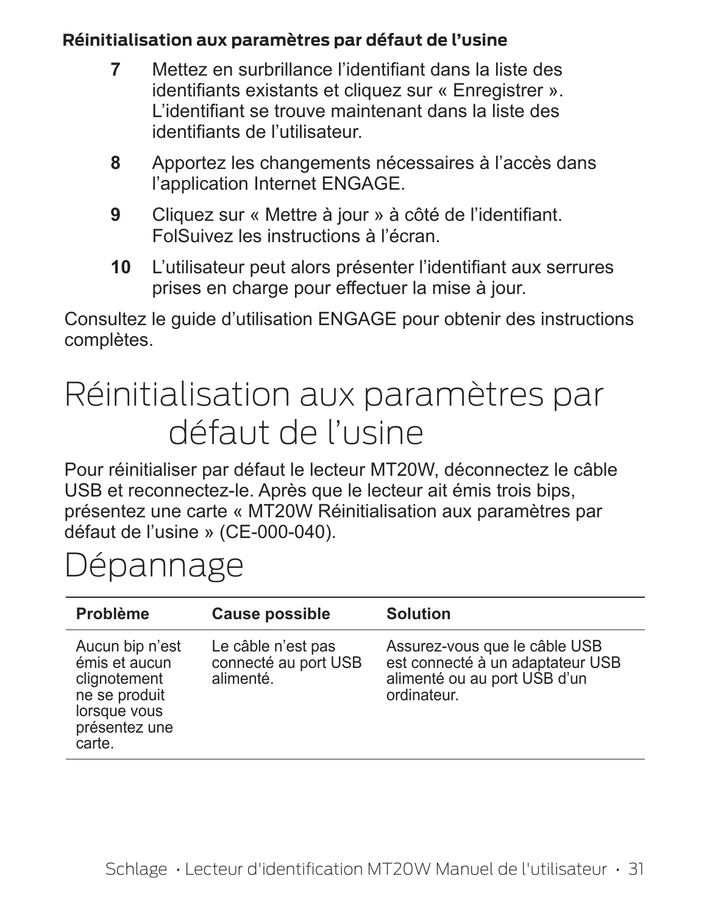**Réinitialisation aux paramètres par défaut de l'usine**

7. Mettez en surbrillance l'identifiant dans la liste des identifiants existants et cliquez sur « Enregistrer ». L'identifiant se trouve maintenant dans la liste des identifiants de l'utilisateur.
8. Apportez les changements nécessaires à l'accès dans l'application Internet ENGAGE.
9. Cliquez sur « Mettre à jour » à côté de l'identifiant. FolSuivez les instructions à l'écran.
10. L'utilisateur peut alors présenter l'identifiant aux serrures prises en charge pour effectuer la mise à jour.

Consultez le guide d'utilisation ENGAGE pour obtenir des instructions complètes.

# Réinitialisation aux paramètres par défaut de l'usine

Pour réinitialiser par défaut le lecteur MT20W, déconnectez le câble USB et reconnectez-le. Après que le lecteur ait émis trois bips, présentez une carte « MT20W Réinitialisation aux paramètres par défaut de l'usine » (CE-000-040).

# Dépannage

| Problème | Cause possible | Solution |
|---|---|---|
| Aucun bip n'est émis et aucun clignotement ne se produit lorsque vous présentez une carte. | Le câble n'est pas connecté au port USB alimenté. | Assurez-vous que le câble USB est connecté à un adaptateur USB alimenté ou au port USB d'un ordinateur. |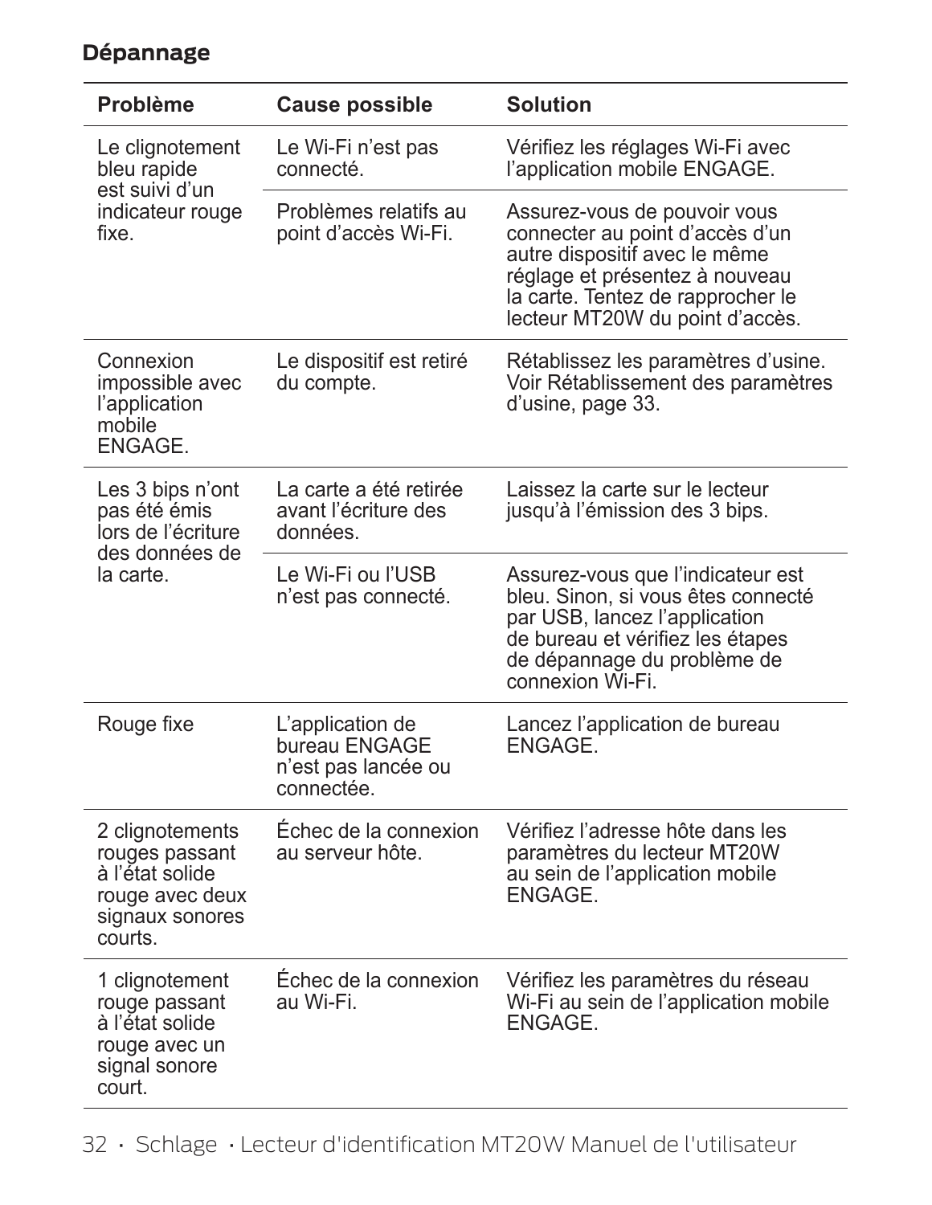## Dépannage

| Problème | Cause possible | Solution |
|---|---|---|
| Le clignotement bleu rapide est suivi d'un indicateur rouge fixe. | Le Wi-Fi n'est pas connecté. | Vérifiez les réglages Wi-Fi avec l'application mobile ENGAGE. |
| | Problèmes relatifs au point d'accès Wi-Fi. | Assurez-vous de pouvoir vous connecter au point d'accès d'un autre dispositif avec le même réglage et présentez à nouveau la carte. Tentez de rapprocher le lecteur MT20W du point d'accès. |
| Connexion impossible avec l'application mobile ENGAGE. | Le dispositif est retiré du compte. | Rétablissez les paramètres d'usine. Voir Rétablissement des paramètres d'usine, page 33. |
| Les 3 bips n'ont pas été émis lors de l'écriture des données de la carte. | La carte a été retirée avant l'écriture des données. | Laissez la carte sur le lecteur jusqu'à l'émission des 3 bips. |
| | Le Wi-Fi ou l'USB n'est pas connecté. | Assurez-vous que l'indicateur est bleu. Sinon, si vous êtes connecté par USB, lancez l'application de bureau et vérifiez les étapes de dépannage du problème de connexion Wi-Fi. |
| Rouge fixe | L'application de bureau ENGAGE n'est pas lancée ou connectée. | Lancez l'application de bureau ENGAGE. |
| 2 clignotements rouges passant à l'état solide rouge avec deux signaux sonores courts. | Échec de la connexion au serveur hôte. | Vérifiez l'adresse hôte dans les paramètres du lecteur MT20W au sein de l'application mobile ENGAGE. |
| 1 clignotement rouge passant à l'état solide rouge avec un signal sonore court. | Échec de la connexion au Wi-Fi. | Vérifiez les paramètres du réseau Wi-Fi au sein de l'application mobile ENGAGE. |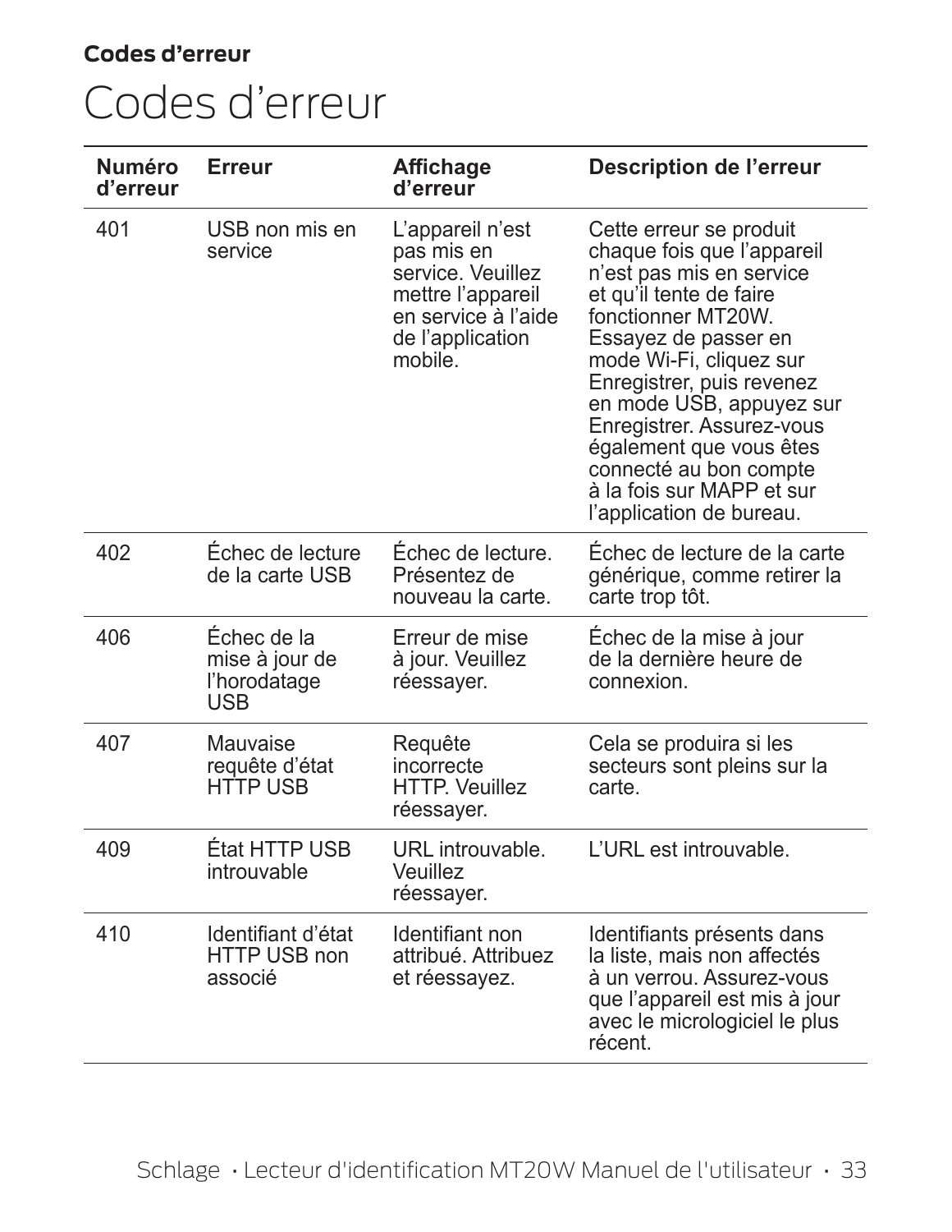**Codes d'erreur**

# Codes d'erreur

| Numéro d'erreur | Erreur | Affichage d'erreur | Description de l'erreur |
|---|---|---|---|
| 401 | USB non mis en service | L'appareil n'est pas mis en service. Veuillez mettre l'appareil en service à l'aide de l'application mobile. | Cette erreur se produit chaque fois que l'appareil n'est pas mis en service et qu'il tente de faire fonctionner MT20W. Essayez de passer en mode Wi-Fi, cliquez sur Enregistrer, puis revenez en mode USB, appuyez sur Enregistrer. Assurez-vous également que vous êtes connecté au bon compte à la fois sur MAPP et sur l'application de bureau. |
| 402 | Échec de lecture de la carte USB | Échec de lecture. Présentez de nouveau la carte. | Échec de lecture de la carte générique, comme retirer la carte trop tôt. |
| 406 | Échec de la mise à jour de l'horodatage USB | Erreur de mise à jour. Veuillez réessayer. | Échec de la mise à jour de la dernière heure de connexion. |
| 407 | Mauvaise requête d'état HTTP USB | Requête incorrecte HTTP. Veuillez réessayer. | Cela se produira si les secteurs sont pleins sur la carte. |
| 409 | État HTTP USB introuvable | URL introuvable. Veuillez réessayer. | L'URL est introuvable. |
| 410 | Identifiant d'état HTTP USB non associé | Identifiant non attribué. Attribuez et réessayez. | Identifiants présents dans la liste, mais non affectés à un verrou. Assurez-vous que l'appareil est mis à jour avec le micrologiciel le plus récent. |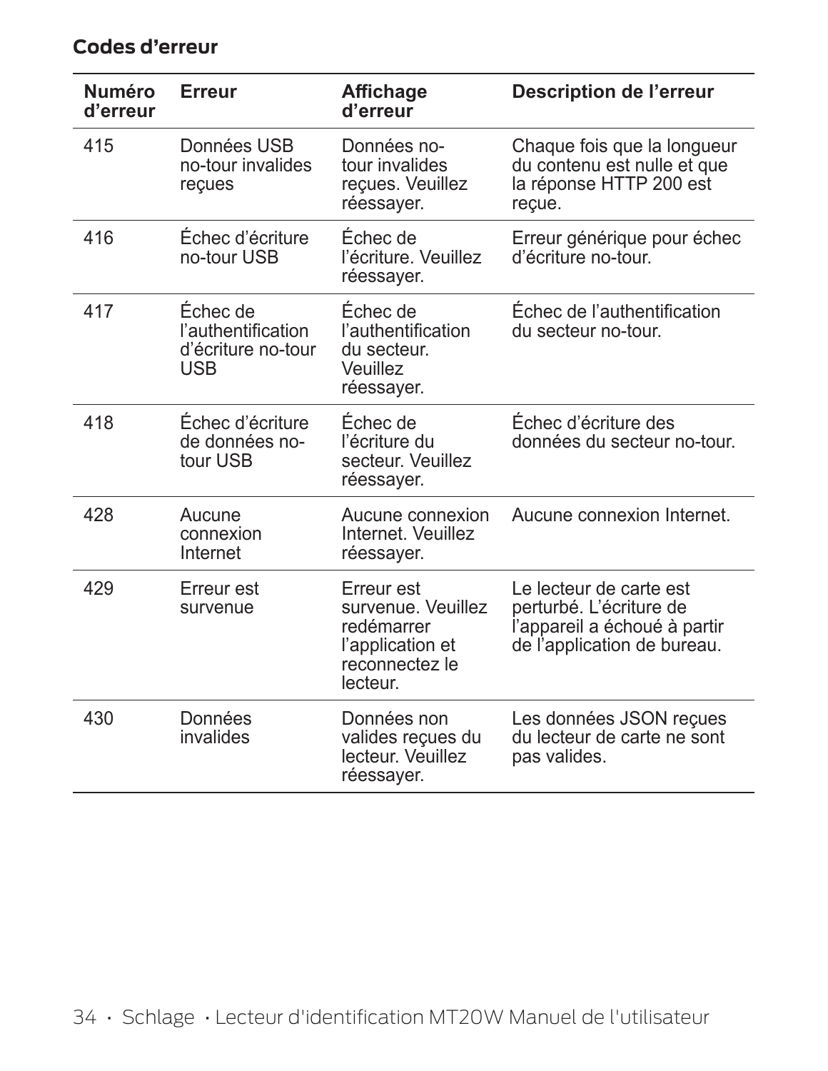**Codes d'erreur**

| Numéro d'erreur | Erreur | Affichage d'erreur | Description de l'erreur |
|---|---|---|---|
| 415 | Données USB no-tour invalides reçues | Données no-tour invalides reçues. Veuillez réessayer. | Chaque fois que la longueur du contenu est nulle et que la réponse HTTP 200 est reçue. |
| 416 | Échec d'écriture no-tour USB | Échec de l'écriture. Veuillez réessayer. | Erreur générique pour échec d'écriture no-tour. |
| 417 | Échec de l'authentification d'écriture no-tour USB | Échec de l'authentification du secteur. Veuillez réessayer. | Échec de l'authentification du secteur no-tour. |
| 418 | Échec d'écriture de données no-tour USB | Échec de l'écriture du secteur. Veuillez réessayer. | Échec d'écriture des données du secteur no-tour. |
| 428 | Aucune connexion Internet | Aucune connexion Internet. Veuillez réessayer. | Aucune connexion Internet. |
| 429 | Erreur est survenue | Erreur est survenue. Veuillez redémarrer l'application et reconnectez le lecteur. | Le lecteur de carte est perturbé. L'écriture de l'appareil a échoué à partir de l'application de bureau. |
| 430 | Données invalides | Données non valides reçues du lecteur. Veuillez réessayer. | Les données JSON reçues du lecteur de carte ne sont pas valides. |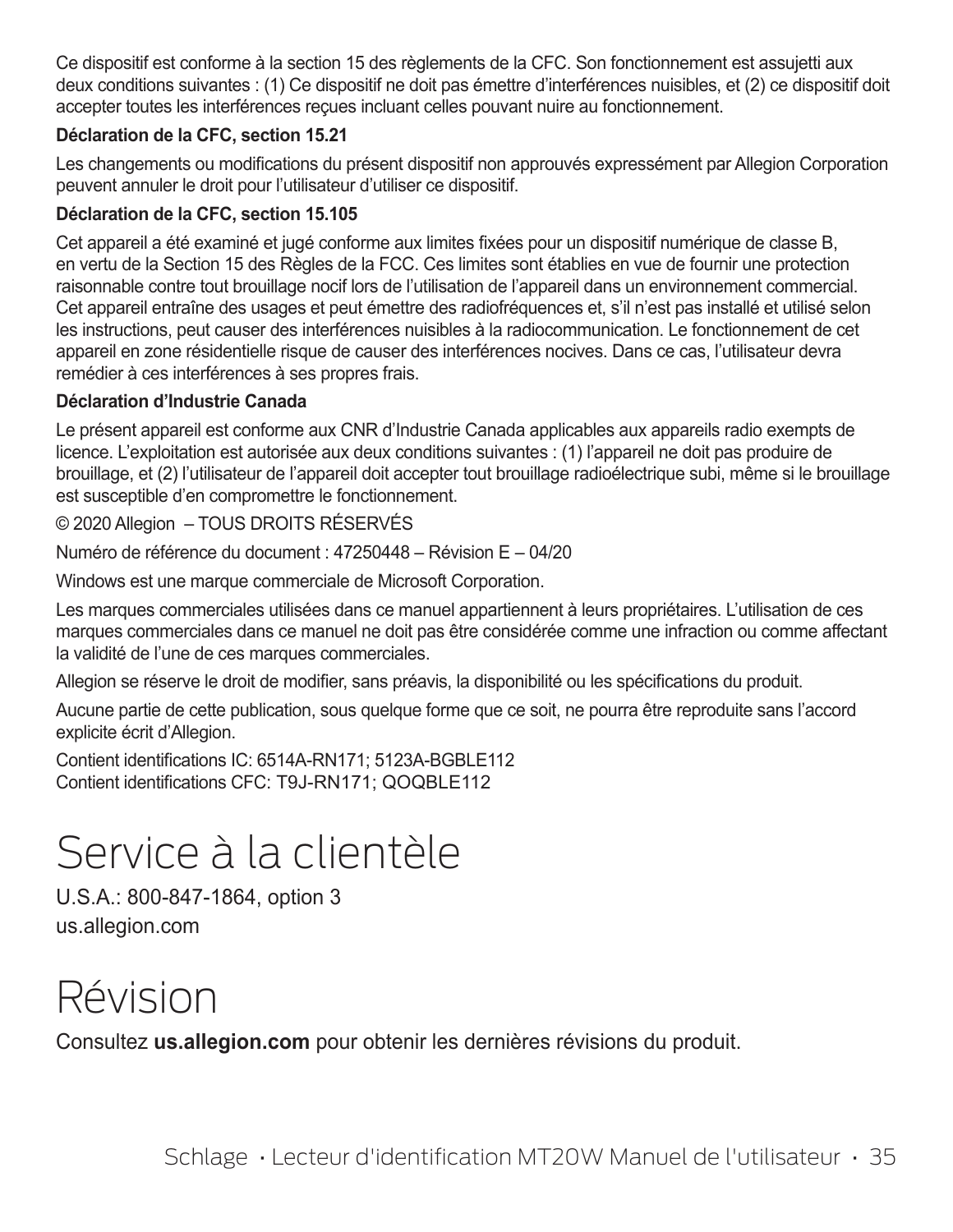Ce dispositif est conforme à la section 15 des règlements de la CFC. Son fonctionnement est assujetti aux deux conditions suivantes : (1) Ce dispositif ne doit pas émettre d'interférences nuisibles, et (2) ce dispositif doit accepter toutes les interférences reçues incluant celles pouvant nuire au fonctionnement.

**Déclaration de la CFC, section 15.21**

Les changements ou modifications du présent dispositif non approuvés expressément par Allegion Corporation peuvent annuler le droit pour l'utilisateur d'utiliser ce dispositif.

**Déclaration de la CFC, section 15.105**

Cet appareil a été examiné et jugé conforme aux limites fixées pour un dispositif numérique de classe B, en vertu de la Section 15 des Règles de la FCC. Ces limites sont établies en vue de fournir une protection raisonnable contre tout brouillage nocif lors de l'utilisation de l'appareil dans un environnement commercial. Cet appareil entraîne des usages et peut émettre des radiofréquences et, s'il n'est pas installé et utilisé selon les instructions, peut causer des interférences nuisibles à la radiocommunication. Le fonctionnement de cet appareil en zone résidentielle risque de causer des interférences nocives. Dans ce cas, l'utilisateur devra remédier à ces interférences à ses propres frais.

**Déclaration d'Industrie Canada**

Le présent appareil est conforme aux CNR d'Industrie Canada applicables aux appareils radio exempts de licence. L'exploitation est autorisée aux deux conditions suivantes : (1) l'appareil ne doit pas produire de brouillage, et (2) l'utilisateur de l'appareil doit accepter tout brouillage radioélectrique subi, même si le brouillage est susceptible d'en compromettre le fonctionnement.

© 2020 Allegion – TOUS DROITS RÉSERVÉS

Numéro de référence du document : 47250448 – Révision E – 04/20

Windows est une marque commerciale de Microsoft Corporation.

Les marques commerciales utilisées dans ce manuel appartiennent à leurs propriétaires. L'utilisation de ces marques commerciales dans ce manuel ne doit pas être considérée comme une infraction ou comme affectant la validité de l'une de ces marques commerciales.

Allegion se réserve le droit de modifier, sans préavis, la disponibilité ou les spécifications du produit.

Aucune partie de cette publication, sous quelque forme que ce soit, ne pourra être reproduite sans l'accord explicite écrit d'Allegion.

Contient identifications IC: 6514A-RN171; 5123A-BGBLE112
Contient identifications CFC: T9J-RN171; QOQBLE112

# Service à la clientèle

U.S.A.: 800-847-1864, option 3
us.allegion.com

# Révision

Consultez **us.allegion.com** pour obtenir les dernières révisions du produit.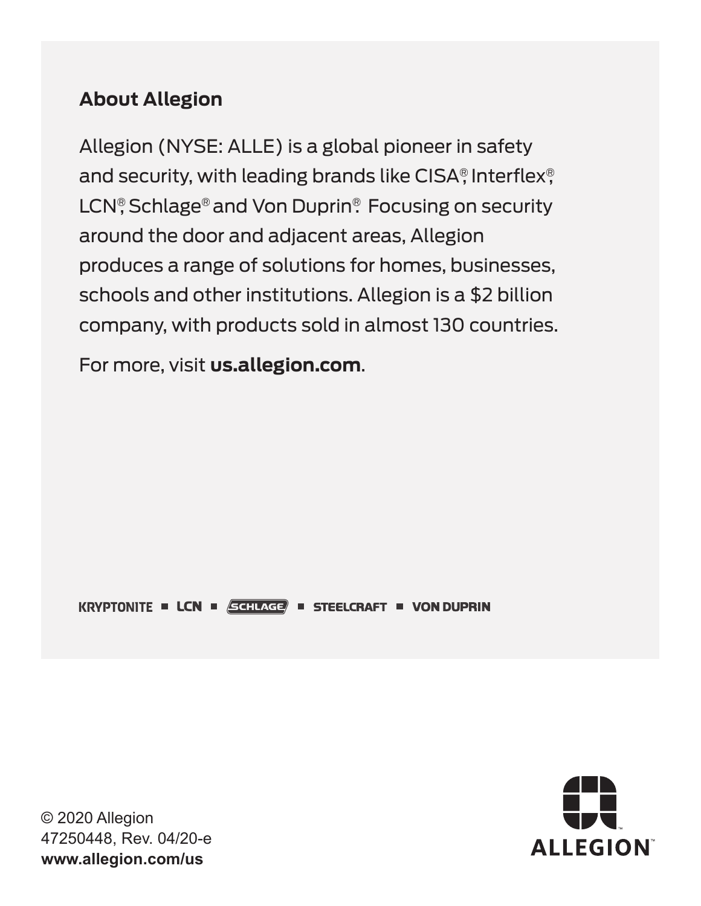## About Allegion

Allegion (NYSE: ALLE) is a global pioneer in safety and security, with leading brands like CISA®, Interflex®, LCN®, Schlage® and Von Duprin®. Focusing on security around the door and adjacent areas, Allegion produces a range of solutions for homes, businesses, schools and other institutions. Allegion is a $2 billion company, with products sold in almost 130 countries.

For more, visit **us.allegion.com**.

KRYPTONITE ■ LCN ■ SCHLAGE ■ STEELCRAFT ■ VON DUPRIN

© 2020 Allegion
47250448, Rev. 04/20-e
**www.allegion.com/us**

ALLEGION™